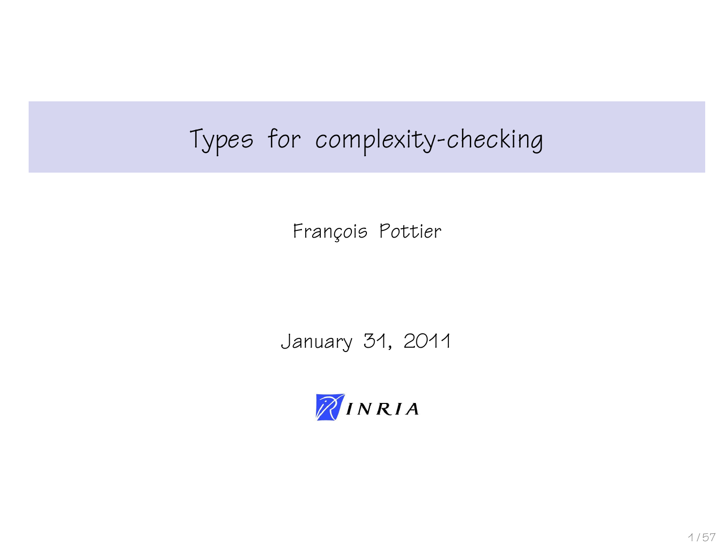# Types for complexity-checking

François Pottier

January 31, 2011

INRIA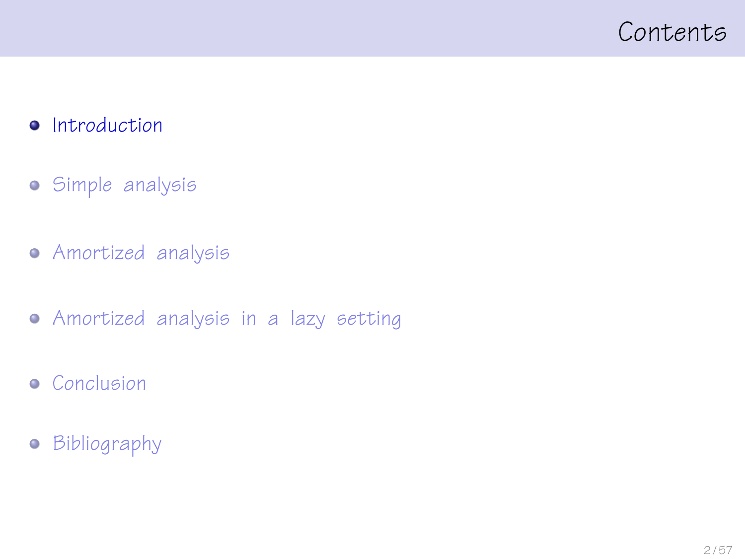# Contents

- Introduction
- Simple analysis
- Amortized analysis
- Amortized analysis in a lazy setting
- Conclusion
- Bibliography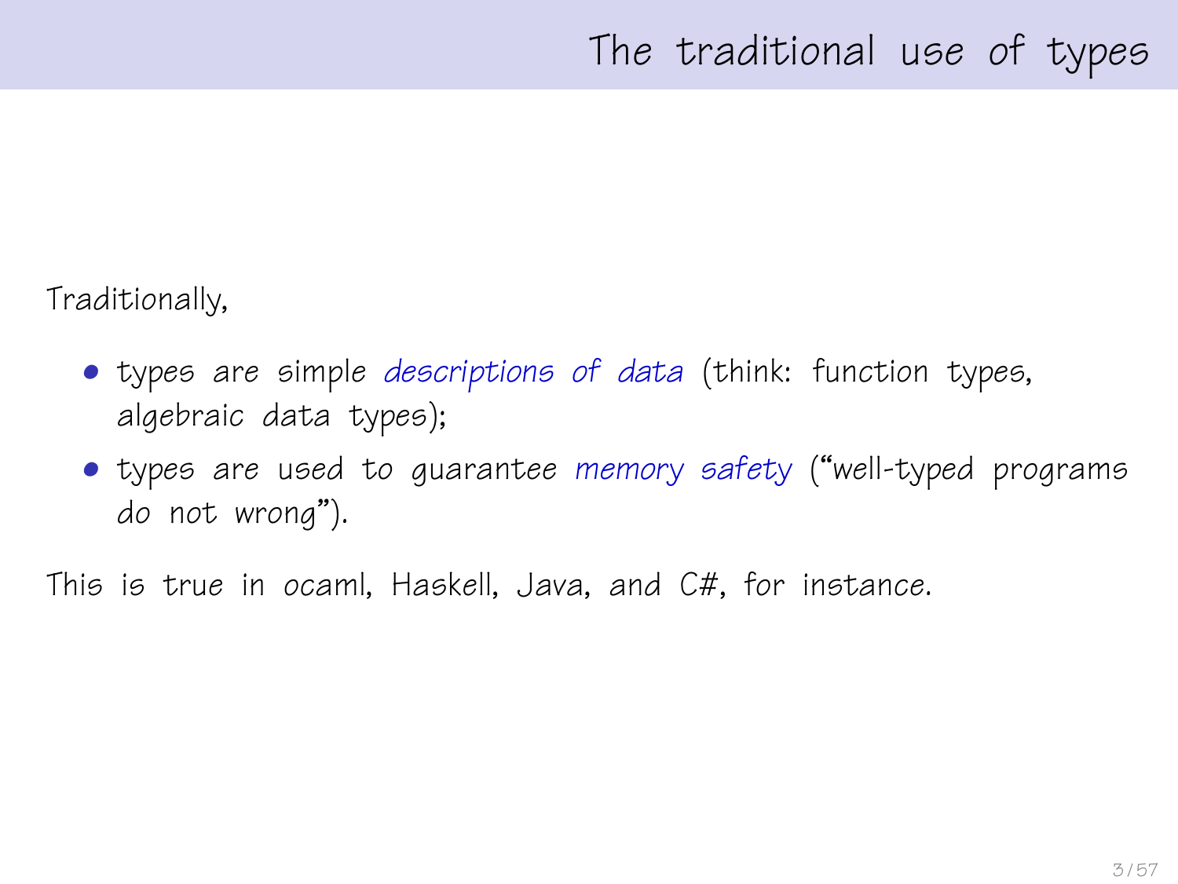# The traditional use of types

Traditionally,

- types are simple *descriptions of data* (think: function types, algebraic data types);
- types are used to guarantee *memory safety* ("well-typed programs do not wrong").

This is true in ocaml, Haskell, Java, and C#, for instance.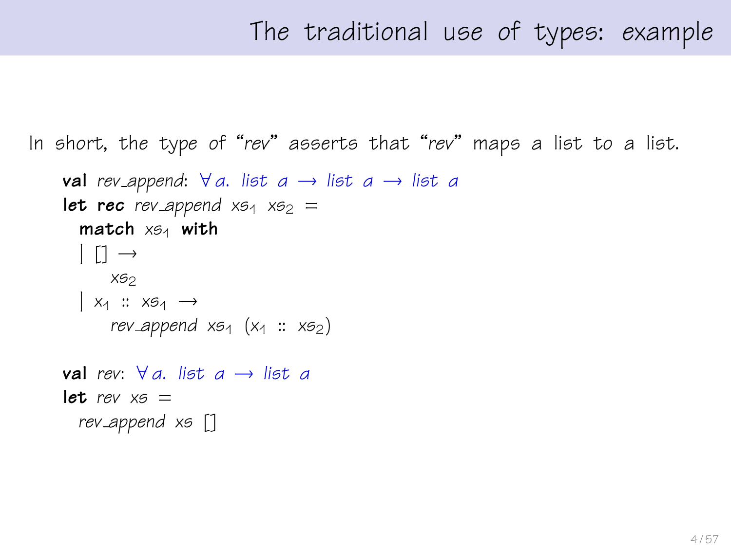# The traditional use of types: example

In short, the type of "*rev*" asserts that "*rev*" maps a list to a list.

```
val rev_append: ∀ a. list a → list a → list a
let rec rev_append xs1 xs2 =
  match xs1 with
  | [] →
      xs2
  | x1 :: xs1 →
      rev_append xs1 (x1 :: xs2)

val rev: ∀ a. list a → list a
let rev xs =
  rev_append xs []
```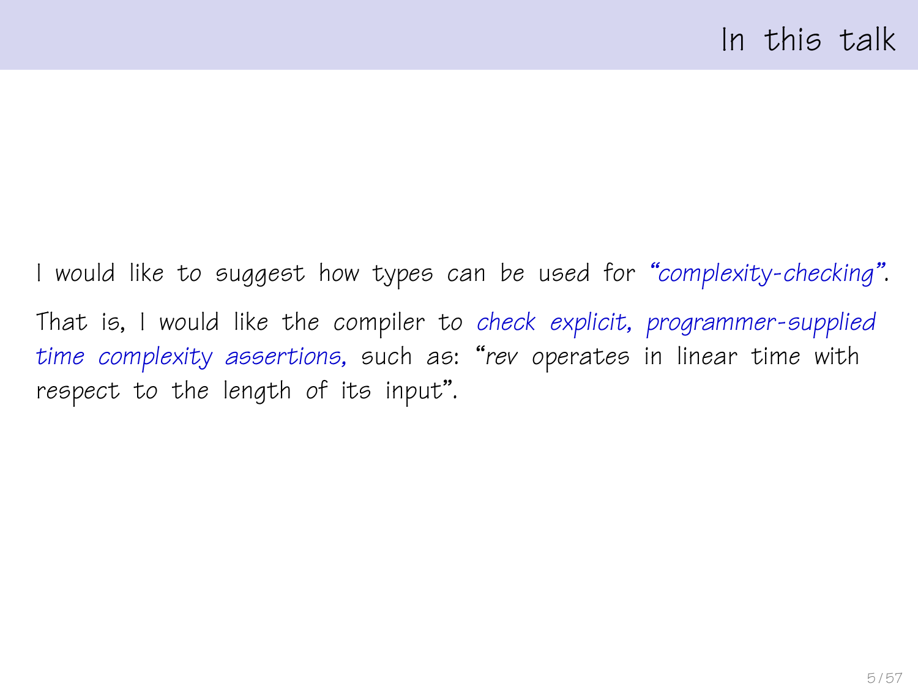# In this talk

I would like to suggest how types can be used for *"complexity-checking"*.

That is, I would like the compiler to *check explicit, programmer-supplied time complexity assertions,* such as: "*rev* operates in linear time with respect to the length of its input".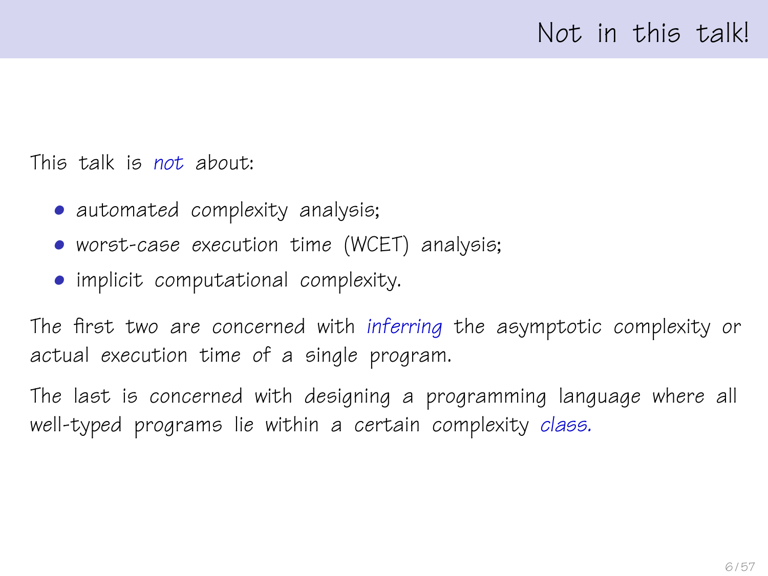# Not in this talk!

This talk is *not* about:

- automated complexity analysis;
- worst-case execution time (WCET) analysis;
- implicit computational complexity.

The first two are concerned with *inferring* the asymptotic complexity or actual execution time of a single program.

The last is concerned with designing a programming language where all well-typed programs lie within a certain complexity *class.*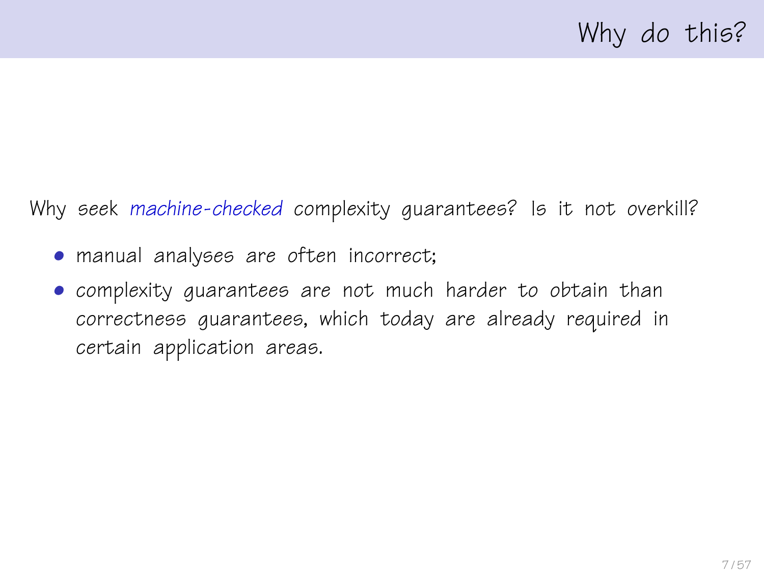# Why do this?

Why seek *machine-checked* complexity guarantees? Is it not overkill?

- manual analyses are often incorrect;
- complexity guarantees are not much harder to obtain than correctness guarantees, which today are already required in certain application areas.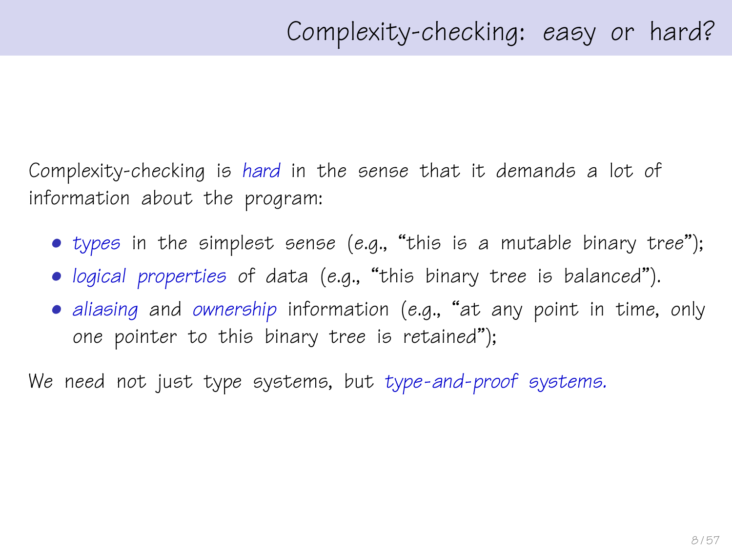# Complexity-checking: *easy* or *hard*?

Complexity-checking is *hard* in the sense that it demands a lot of information about the program:

- *types* in the simplest sense (e.g., "this is a mutable binary tree");
- *logical properties* of data (e.g., "this binary tree is balanced").
- *aliasing* and *ownership* information (e.g., "at any point in time, only one pointer to this binary tree is retained");

We need not just type systems, but *type-and-proof systems.*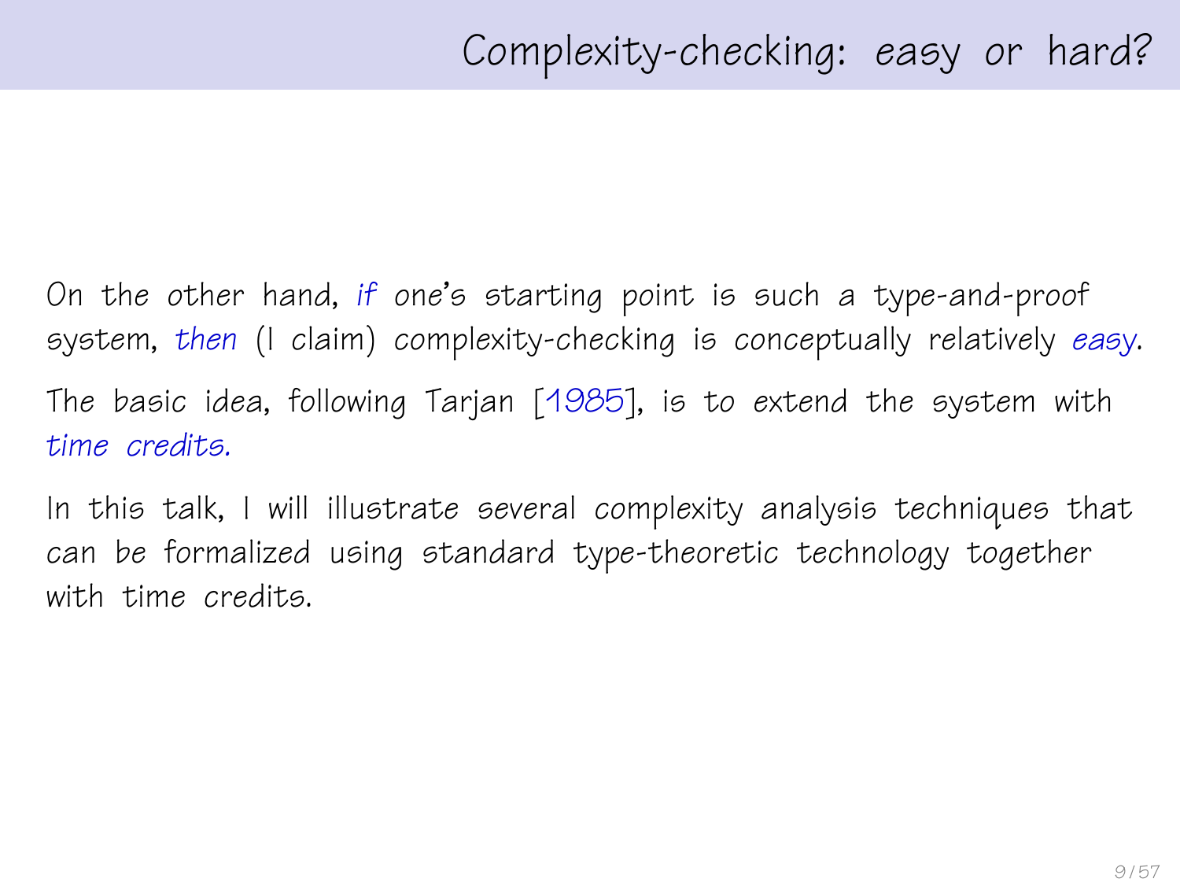# Complexity-checking: easy or hard?

On the other hand, *if* one's starting point is such a type-and-proof system, *then* (I claim) complexity-checking is conceptually relatively *easy*.

The basic idea, following Tarjan [1985], is to extend the system with *time credits.*

In this talk, I will illustrate several complexity analysis techniques that can be formalized using standard type-theoretic technology together with time credits.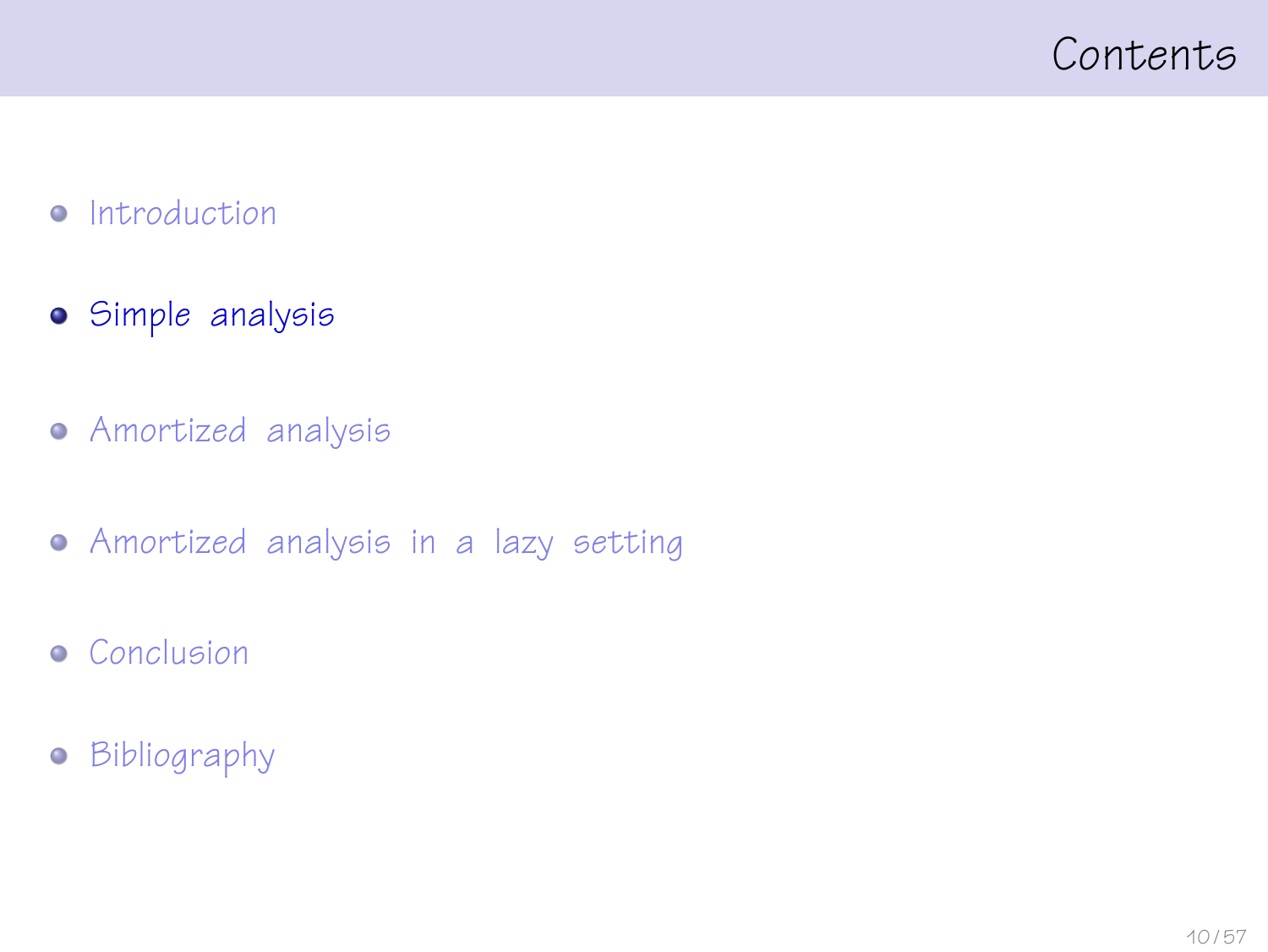# Contents

- Introduction
- **Simple analysis**
- Amortized analysis
- Amortized analysis in a lazy setting
- Conclusion
- Bibliography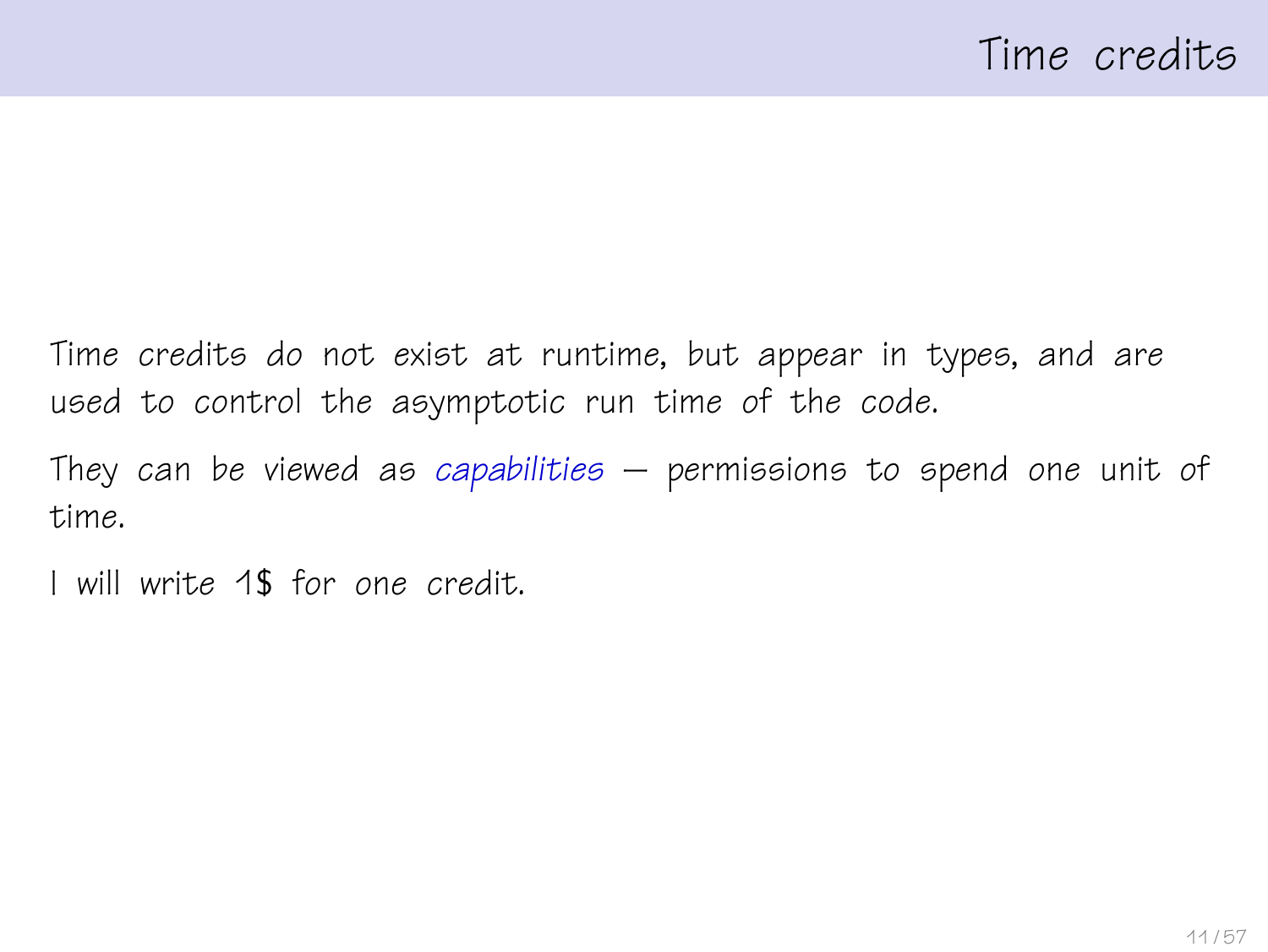# Time credits

Time credits do not exist at runtime, but appear in types, and are used to control the asymptotic run time of the code.

They can be viewed as *capabilities* — permissions to spend one unit of time.

I will write 1$ for one credit.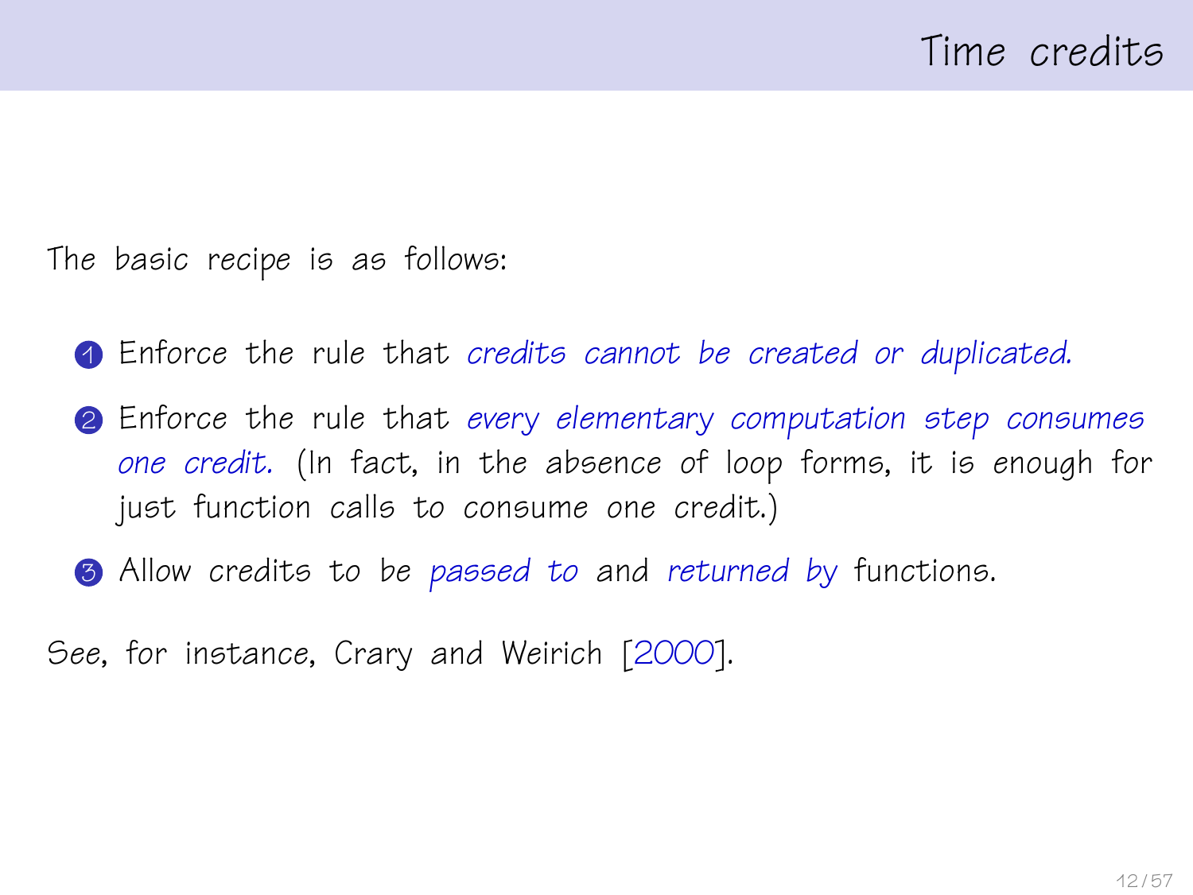# Time credits

The basic recipe is as follows:

1. Enforce the rule that *credits cannot be created or duplicated.*
2. Enforce the rule that *every elementary computation step consumes one credit.* (In fact, in the absence of loop forms, it is enough for just function calls to consume one credit.)
3. Allow credits to be *passed to* and *returned by* functions.

See, for instance, Crary and Weirich [2000].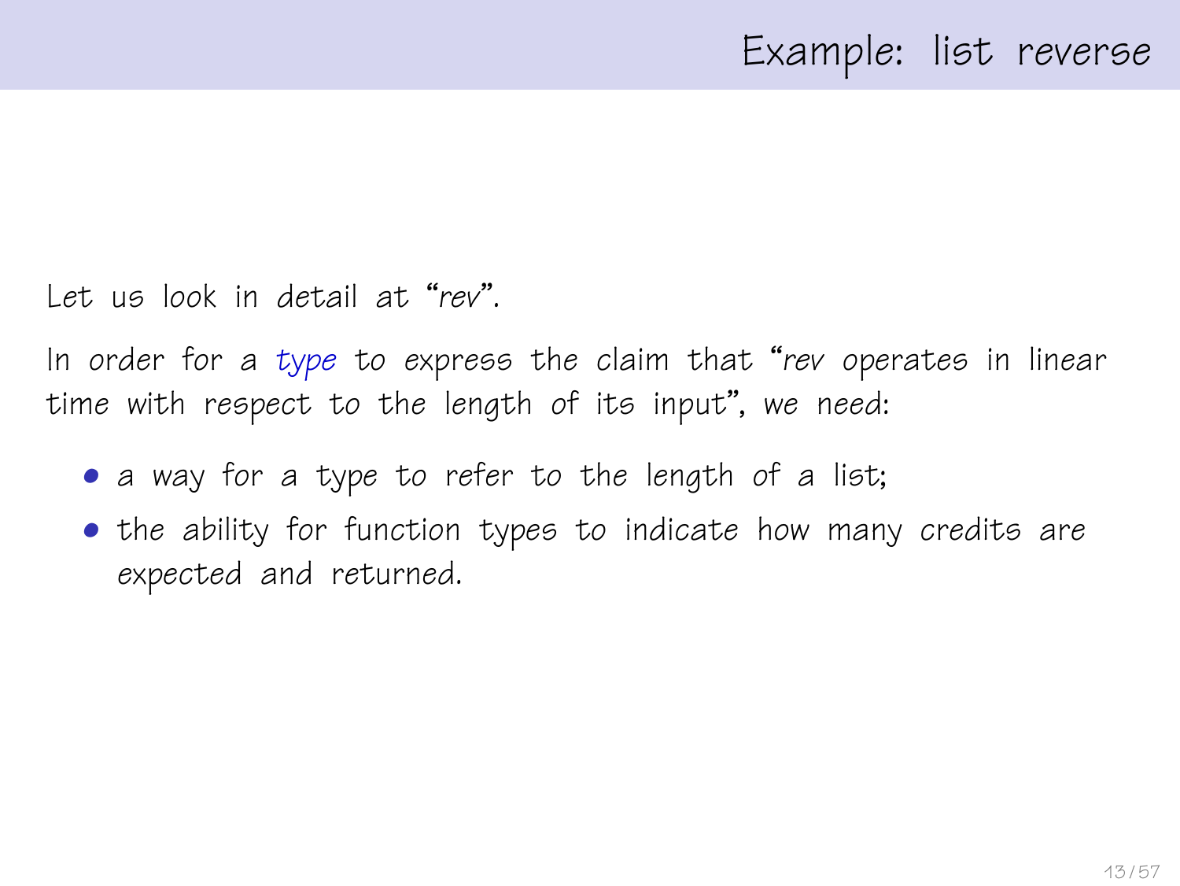# Example: list reverse

Let us look in detail at "*rev*".

In order for a *type* to express the claim that "*rev* operates in linear time with respect to the length of its input", we need:

- a way for a type to refer to the length of a list;
- the ability for function types to indicate how many credits are expected and returned.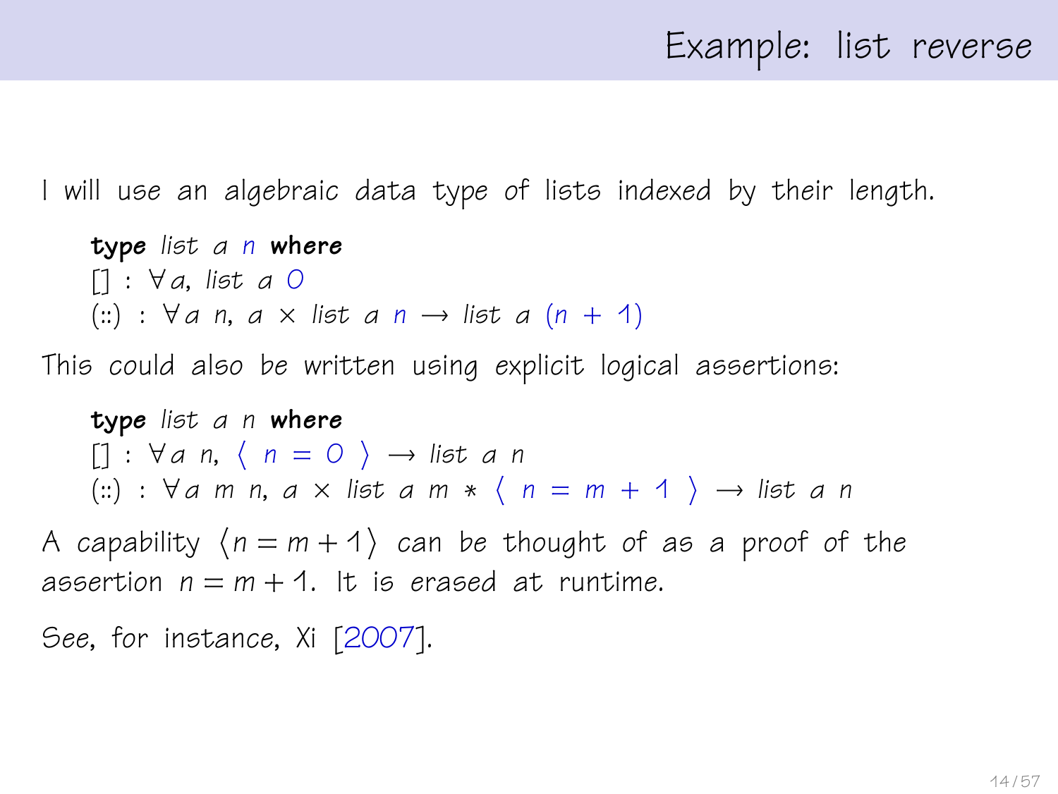# Example: list reverse

I will use an algebraic data type of lists indexed by their length.

```
type list a n where
[] : ∀a, list a 0
(::) : ∀a n, a × list a n → list a (n + 1)
```

This could also be written using explicit logical assertions:

```
type list a n where
[] : ∀a n, ⟨ n = 0 ⟩ → list a n
(::) : ∀a m n, a × list a m * ⟨ n = m + 1 ⟩ → list a n
```

A capability $\langle n = m + 1 \rangle$ can be thought of as a proof of the assertion $n = m + 1$. It is erased at runtime.

See, for instance, Xi [2007].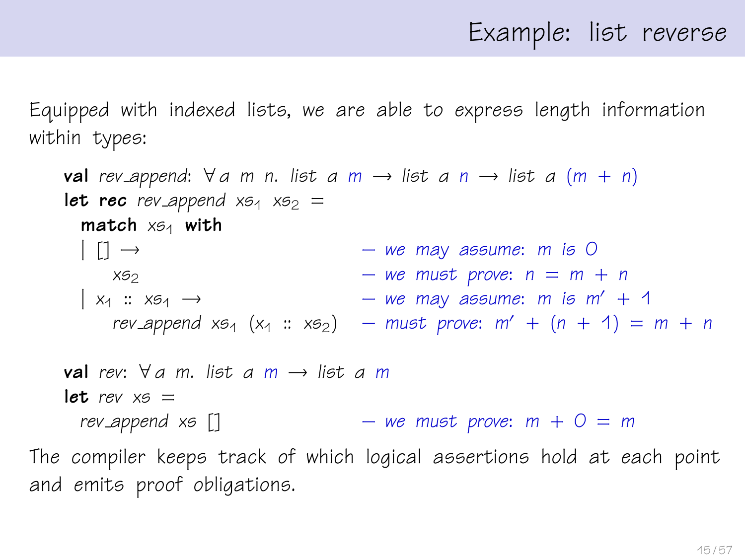# Example: list reverse

Equipped with indexed lists, we are able to express length information within types:

```
val rev_append: ∀ a m n. list a m → list a n → list a (m + n)
let rec rev_append xs₁ xs₂ =
  match xs₁ with
  | [] →                           — we may assume: m is 0
      xs₂                          — we must prove: n = m + n
  | x₁ :: xs₁ →                    — we may assume: m is m′ + 1
      rev_append xs₁ (x₁ :: xs₂)   — must prove: m′ + (n + 1) = m + n

val rev: ∀ a m. list a m → list a m
let rev xs =
  rev_append xs []                 — we must prove: m + 0 = m
```

The compiler keeps track of which logical assertions hold at each point and emits proof obligations.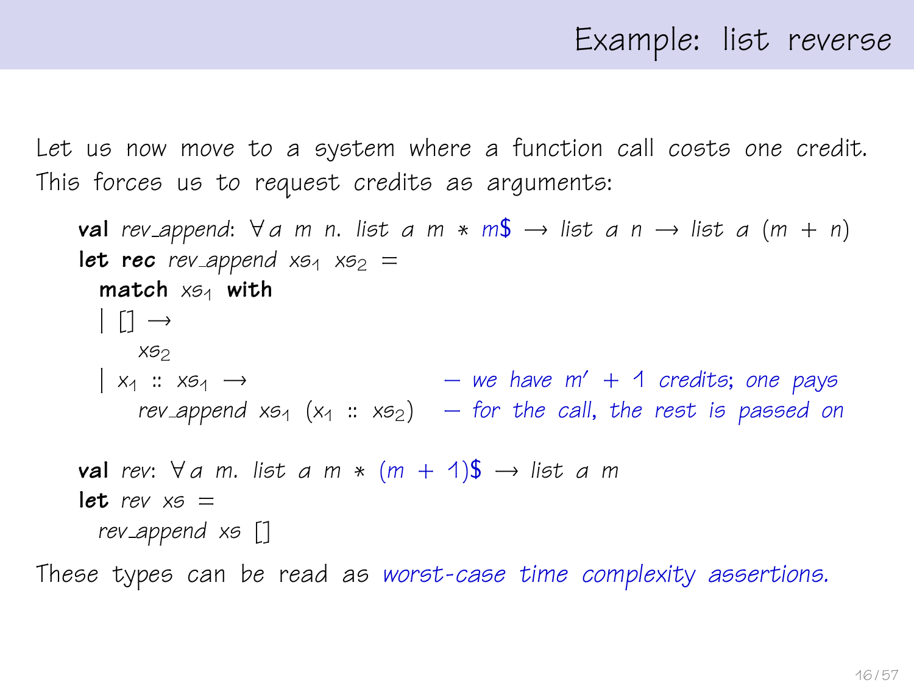# Example: list reverse

Let us now move to a system where a function call costs one credit. This forces us to request credits as arguments:

```
val rev_append: ∀ a m n. list a m * m$ → list a n → list a (m + n)
let rec rev_append xs1 xs2 =
  match xs1 with
  | [] →
      xs2
  | x1 :: xs1 →                        – we have m' + 1 credits; one pays
      rev_append xs1 (x1 :: xs2)       – for the call, the rest is passed on

val rev: ∀ a m. list a m * (m + 1)$ → list a m
let rev xs =
  rev_append xs []
```

These types can be read as *worst-case time complexity assertions.*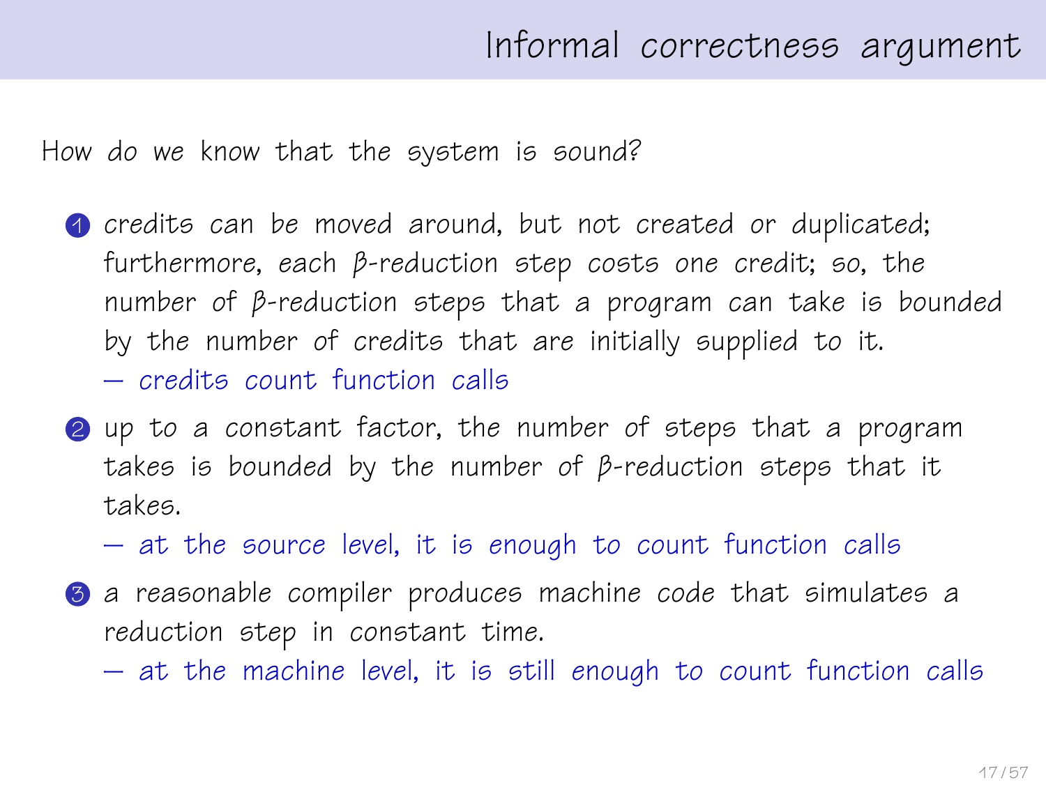# Informal correctness argument

How do we know that the system is sound?

1. credits can be moved around, but not created or duplicated; furthermore, each $\beta$-reduction step costs one credit; so, the number of $\beta$-reduction steps that a program can take is bounded by the number of credits that are initially supplied to it.
   — credits count function calls
2. up to a constant factor, the number of steps that a program takes is bounded by the number of $\beta$-reduction steps that it takes.
   — at the source level, it is enough to count function calls
3. a reasonable compiler produces machine code that simulates a reduction step in constant time.
   — at the machine level, it is still enough to count function calls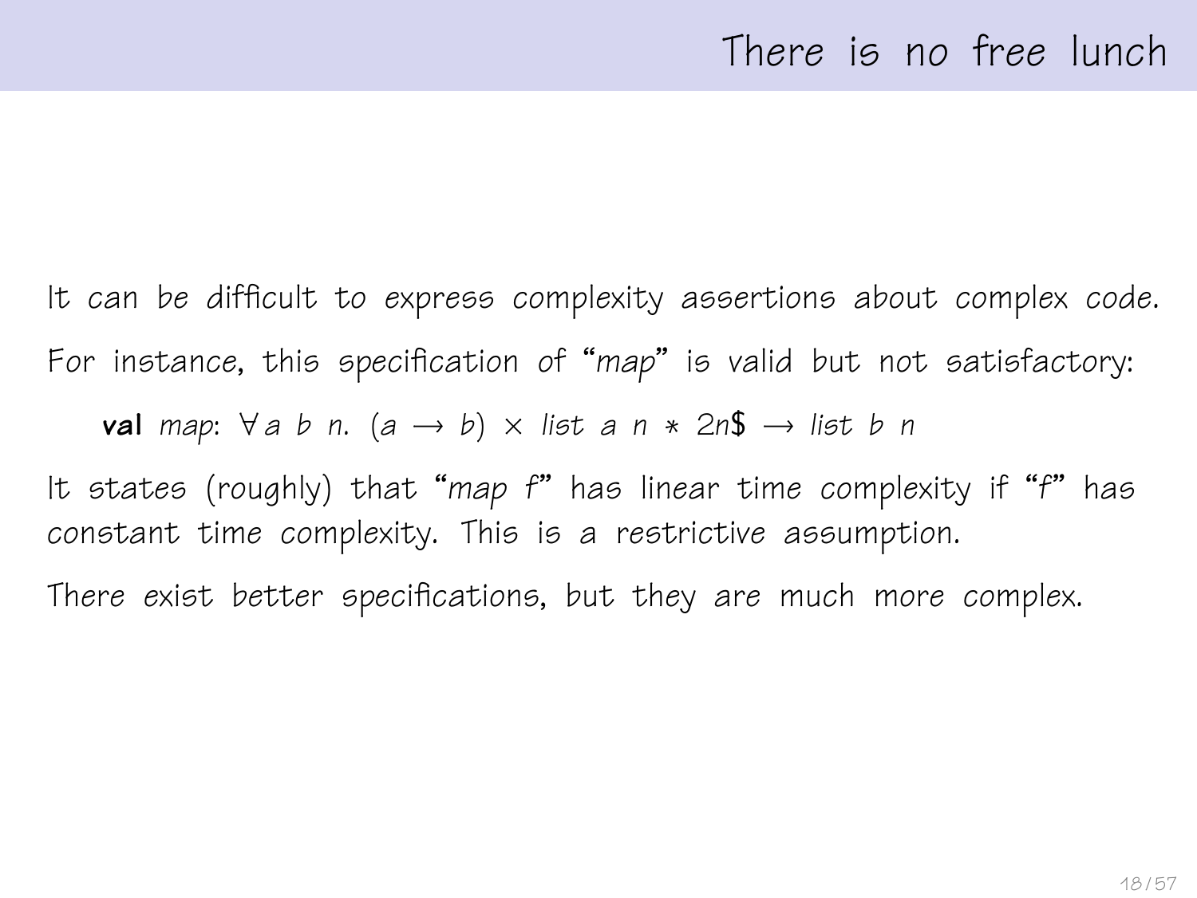# There is no free lunch

It can be difficult to express complexity assertions about complex code.

For instance, this specification of "*map*" is valid but not satisfactory:

$$\textbf{val}\ map\text{: } \forall a\ b\ n.\ (a \rightarrow b) \times list\ a\ n * 2n\$ \rightarrow list\ b\ n$$

It states (roughly) that "*map f*" has linear time complexity if "*f*" has constant time complexity. This is a restrictive assumption.

There exist better specifications, but they are much more complex.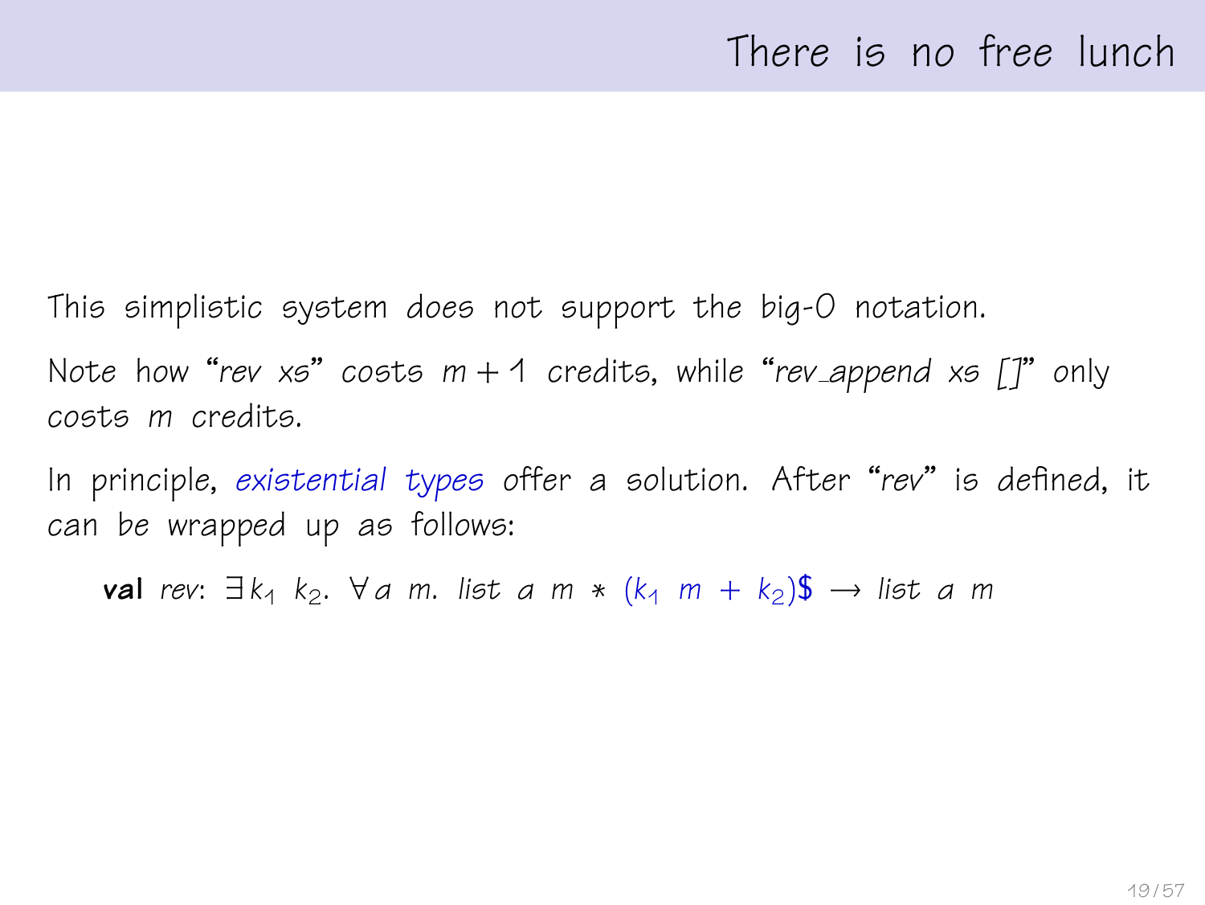# There is no free lunch

This simplistic system does not support the big-O notation.

Note how "*rev xs*" costs $m + 1$ credits, while "*rev_append xs []*" only costs $m$ credits.

In principle, *existential types* offer a solution. After "*rev*" is defined, it can be wrapped up as follows:

**val** *rev*: $\exists k_1\ k_2.\ \forall a\ m.\ \mathit{list}\ a\ m * (k_1\ m + k_2)\$ \rightarrow \mathit{list}\ a\ m$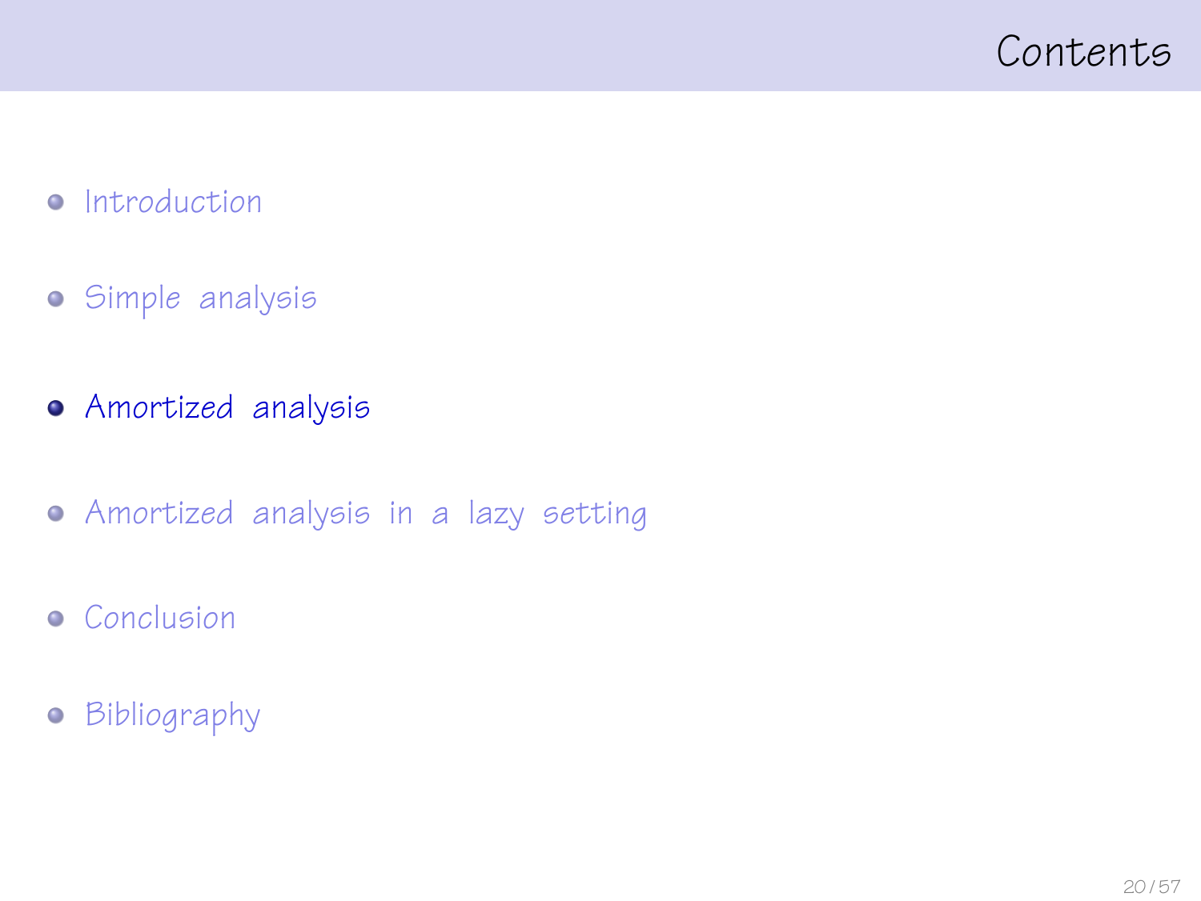# Contents

- Introduction
- Simple analysis
- **Amortized analysis**
- Amortized analysis in a lazy setting
- Conclusion
- Bibliography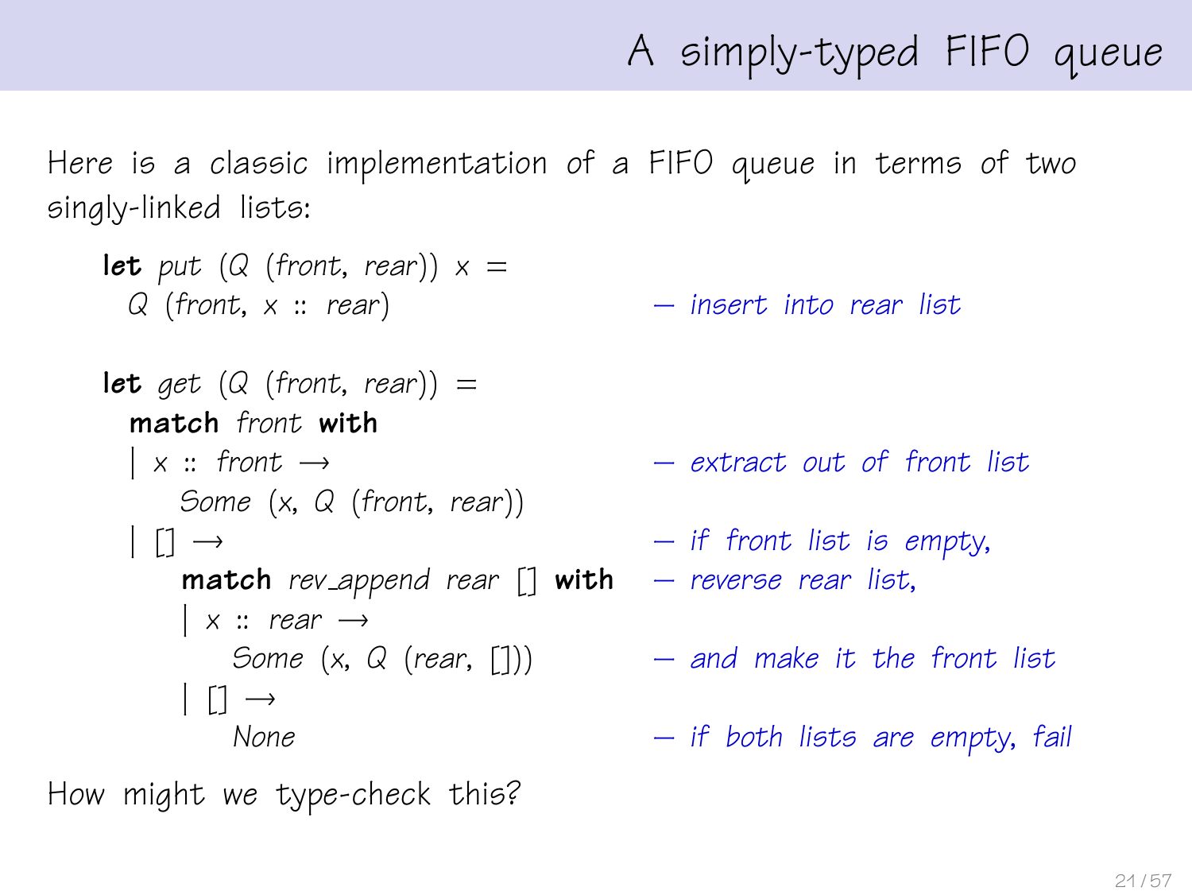# A simply-typed FIFO queue

Here is a classic implementation of a FIFO queue in terms of two singly-linked lists:

```
let put (Q (front, rear)) x =
  Q (front, x :: rear)                      — insert into rear list

let get (Q (front, rear)) =
  match front with
  | x :: front →                            — extract out of front list
      Some (x, Q (front, rear))
  | [] →                                    — if front list is empty,
      match rev_append rear [] with         — reverse rear list,
      | x :: rear →
          Some (x, Q (rear, []))            — and make it the front list
      | [] →
          None                              — if both lists are empty, fail
```

How might we type-check this?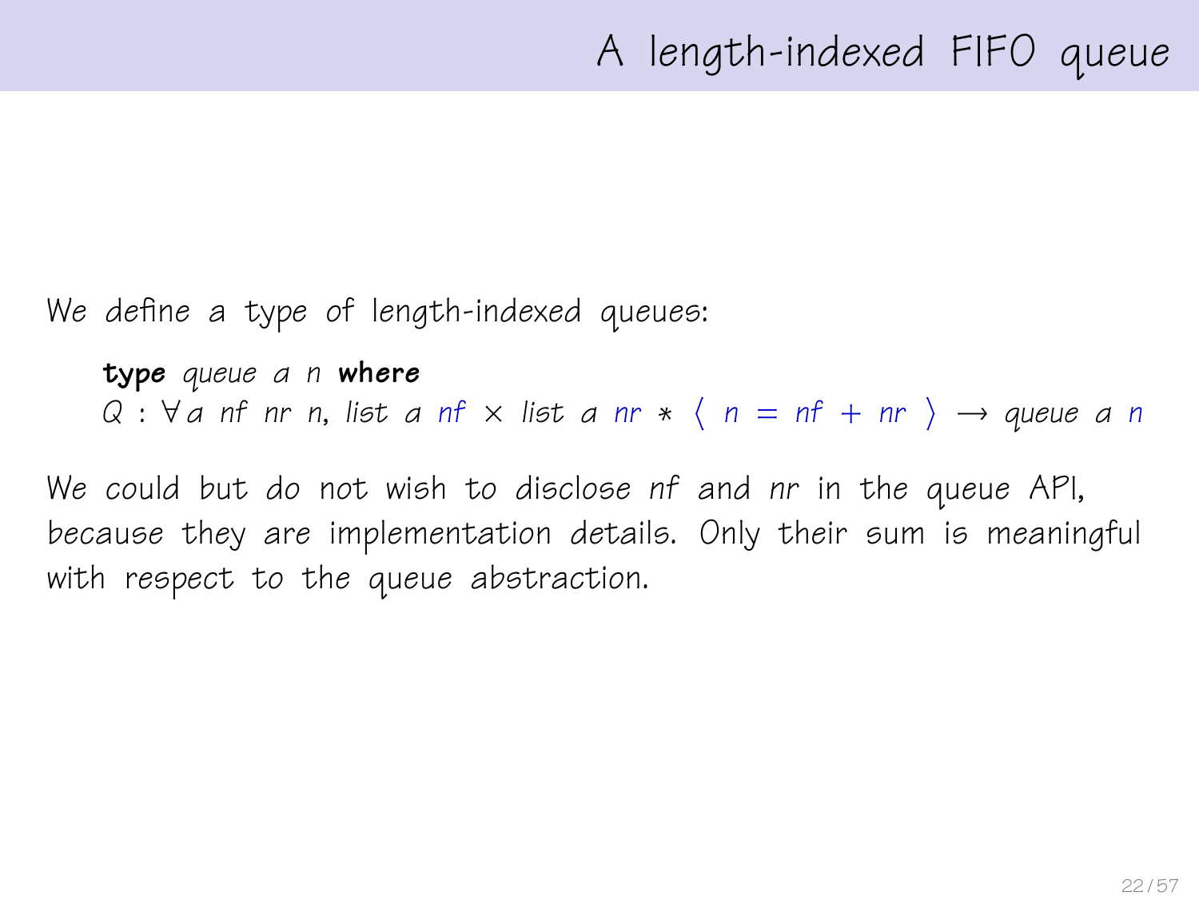# A length-indexed FIFO queue

We define a type of length-indexed queues:

$$\textbf{type}\ \textit{queue}\ a\ n\ \textbf{where}$$
$$Q : \forall a\ nf\ nr\ n,\ \textit{list}\ a\ nf \times \textit{list}\ a\ nr * \langle\ n = nf + nr\ \rangle \to \textit{queue}\ a\ n$$

We could but do not wish to disclose *nf* and *nr* in the queue API, because they are implementation details. Only their sum is meaningful with respect to the queue abstraction.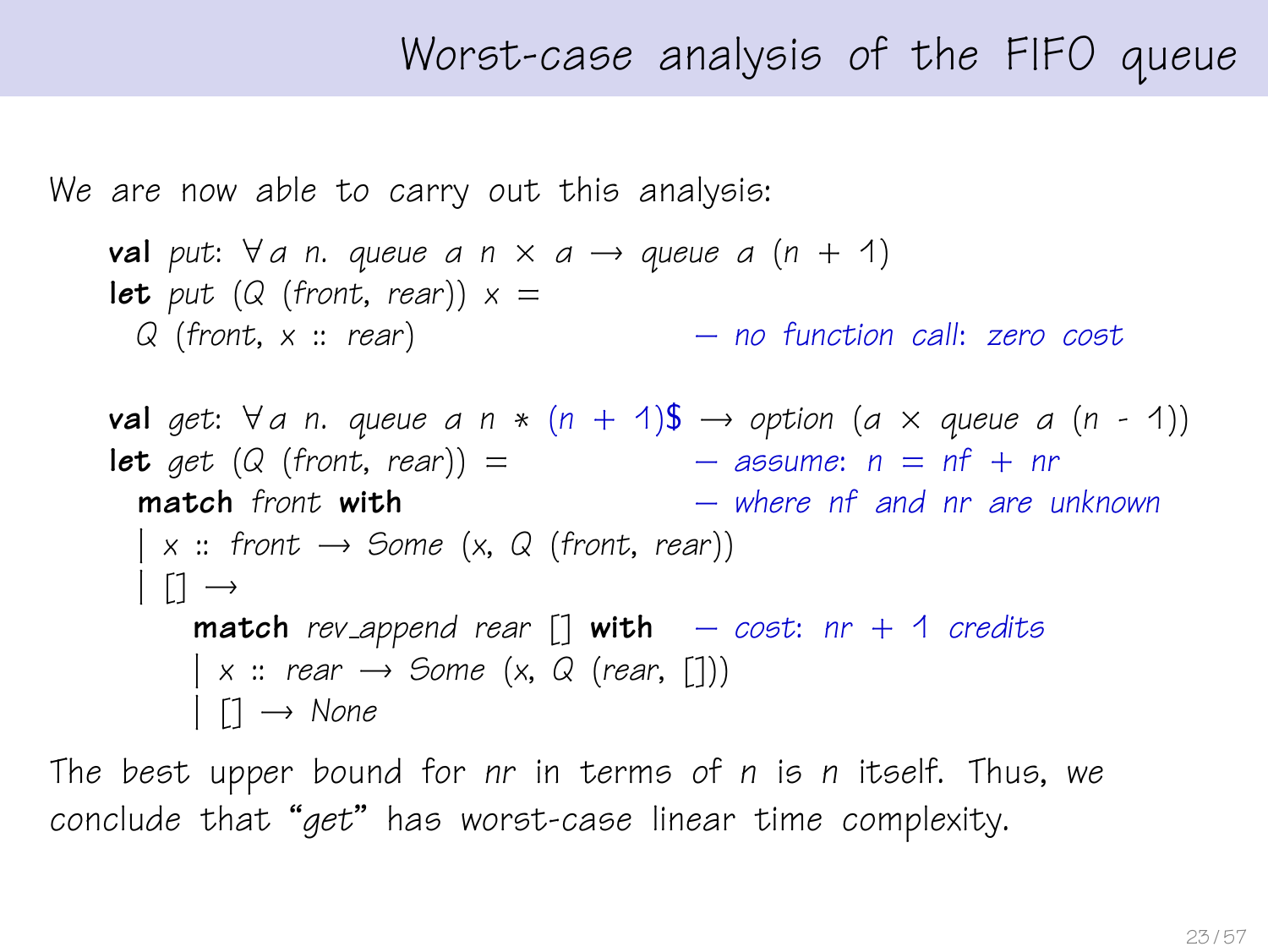# Worst-case analysis of the FIFO queue

We are now able to carry out this analysis:

```
val put: ∀a n. queue a n × a → queue a (n + 1)
let put (Q (front, rear)) x =
  Q (front, x :: rear)                      — no function call: zero cost

val get: ∀a n. queue a n * (n + 1)$ → option (a × queue a (n - 1))
let get (Q (front, rear)) =                 — assume: n = nf + nr
  match front with                          — where nf and nr are unknown
  | x :: front → Some (x, Q (front, rear))
  | [] →
      match rev_append rear [] with         — cost: nr + 1 credits
      | x :: rear → Some (x, Q (rear, []))
      | [] → None
```

The best upper bound for *nr* in terms of *n* is *n* itself. Thus, we conclude that "*get*" has worst-case linear time complexity.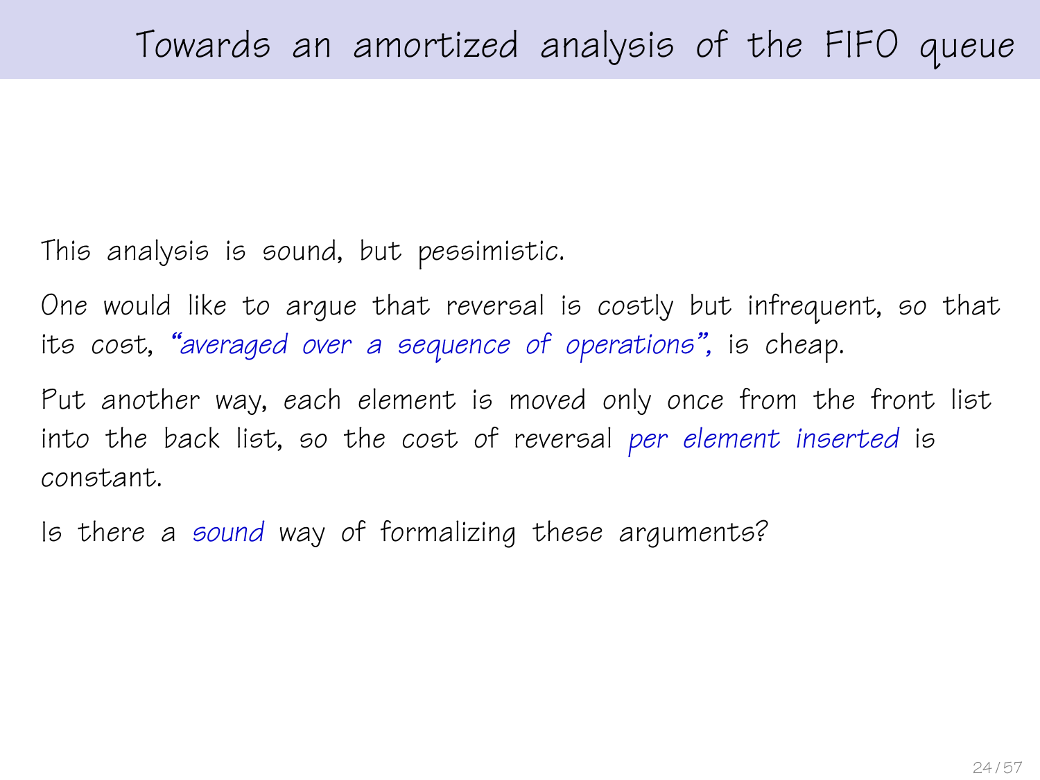# Towards an amortized analysis of the FIFO queue

This analysis is sound, but pessimistic.

One would like to argue that reversal is costly but infrequent, so that its cost, *"averaged over a sequence of operations"*, is cheap.

Put another way, *each element* is moved *only once* from the front list into the back list, so the cost of reversal *per element inserted* is constant.

Is there a *sound* way of formalizing these arguments?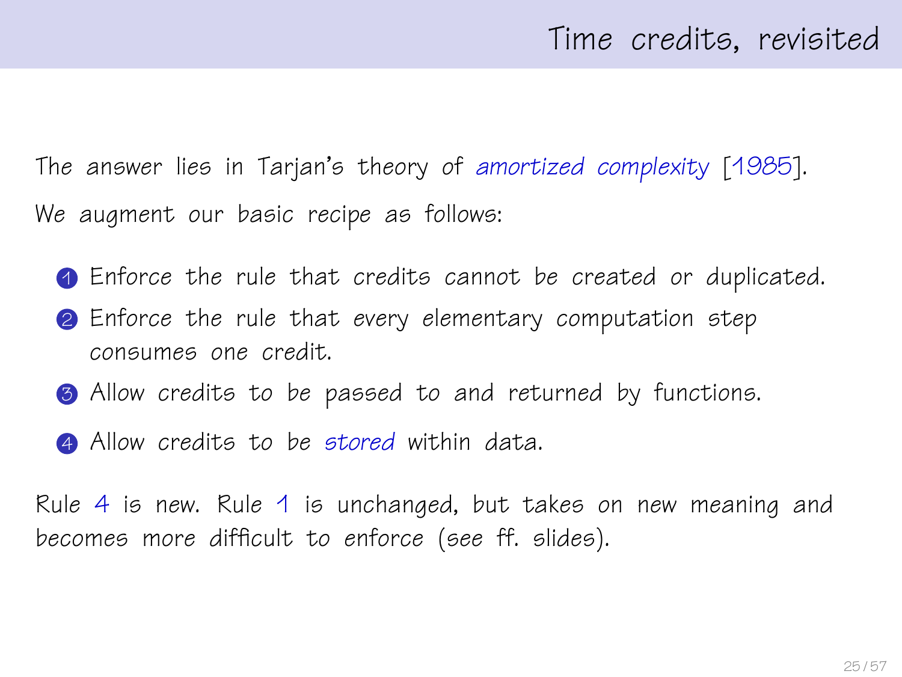# Time credits, revisited

The answer lies in Tarjan's theory of *amortized complexity* [1985].

We augment our basic recipe as follows:

1. Enforce the rule that credits cannot be created or duplicated.
2. Enforce the rule that every elementary computation step consumes one credit.
3. Allow credits to be passed to and returned by functions.
4. Allow credits to be *stored* within data.

Rule 4 is new. Rule 1 is unchanged, but takes on new meaning and becomes more difficult to enforce (see ff. slides).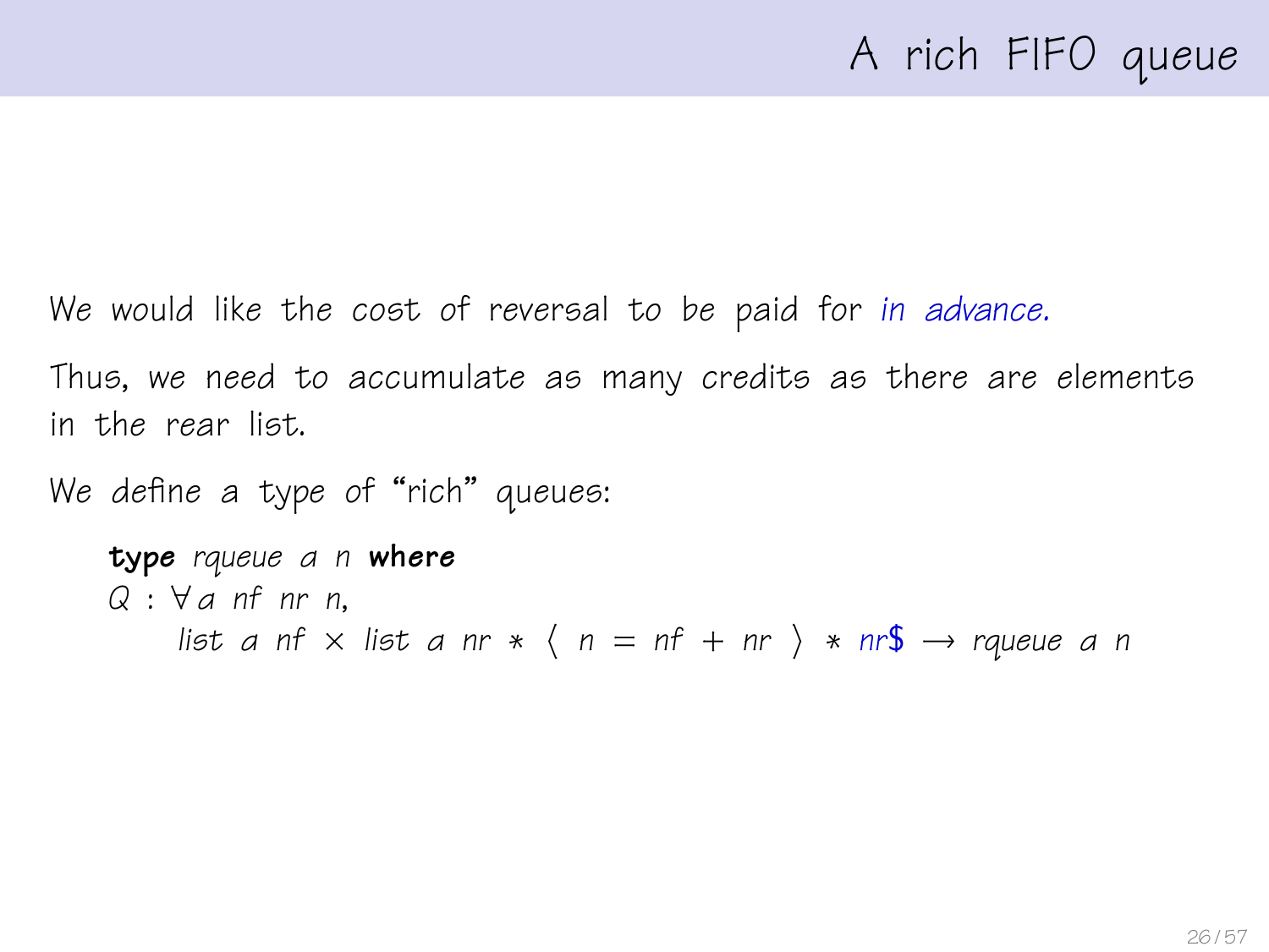# A rich FIFO queue

We would like the cost of reversal to be paid for *in advance.*

Thus, we need to accumulate as many credits as there are elements in the rear list.

We define a type of "rich" queues:

```
type rqueue a n where
Q : ∀ a nf nr n,
    list a nf × list a nr * ⟨ n = nf + nr ⟩ * nr$ → rqueue a n
```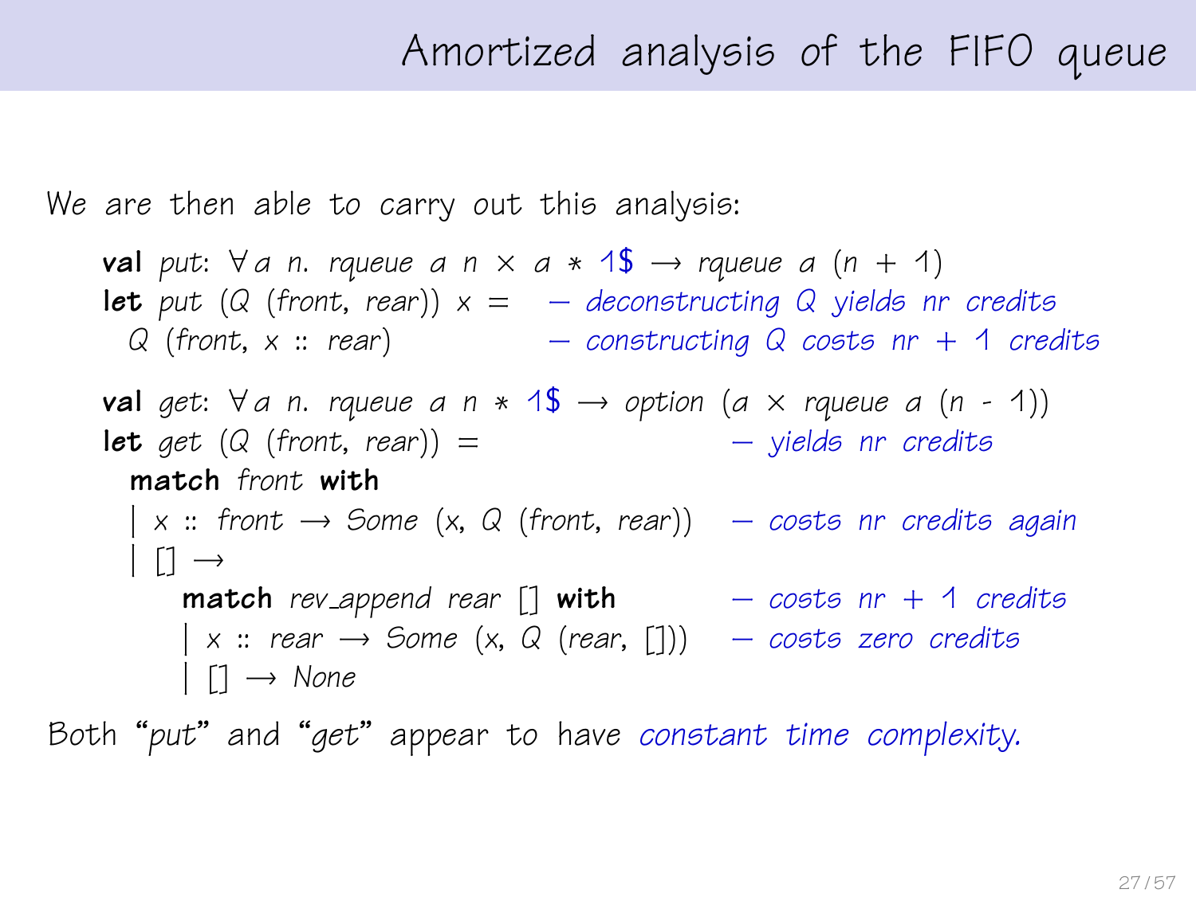# Amortized analysis of the FIFO queue

We are then able to carry out this analysis:

```
val put: ∀a n. rqueue a n × a * 1$ → rqueue a (n + 1)
let put (Q (front, rear)) x =    – deconstructing Q yields nr credits
  Q (front, x :: rear)           – constructing Q costs nr + 1 credits

val get: ∀a n. rqueue a n * 1$ → option (a × rqueue a (n - 1))
let get (Q (front, rear)) =                  – yields nr credits
  match front with
  | x :: front → Some (x, Q (front, rear))   – costs nr credits again
  | [] →
      match rev_append rear [] with          – costs nr + 1 credits
      | x :: rear → Some (x, Q (rear, []))   – costs zero credits
      | [] → None
```

Both "*put*" and "*get*" appear to have *constant time complexity.*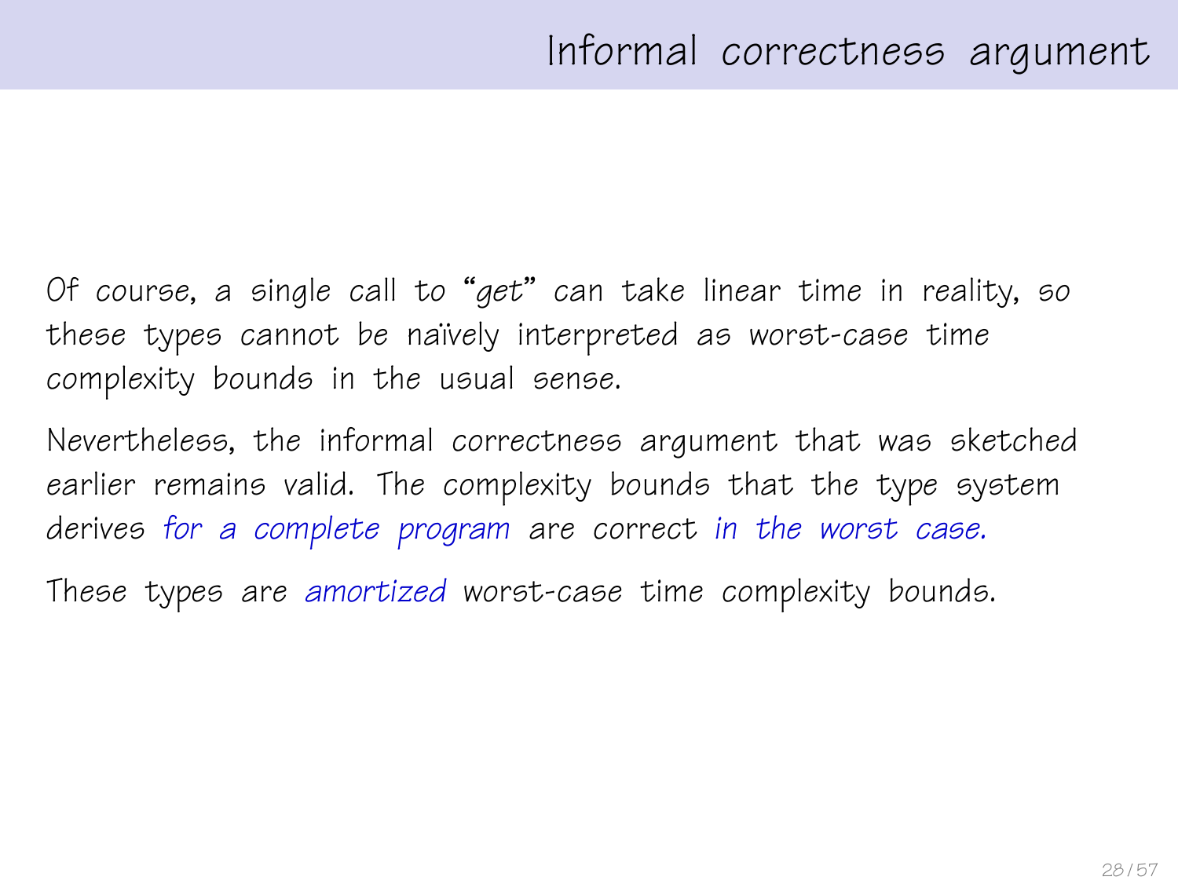# Informal correctness argument

Of course, a single call to "*get*" can take linear time in reality, so these types cannot be naïvely interpreted as worst-case time complexity bounds in the usual sense.

Nevertheless, the informal correctness argument that was sketched earlier remains valid. The complexity bounds that the type system derives *for a complete program* are correct *in the worst case.*

These types are *amortized* worst-case time complexity bounds.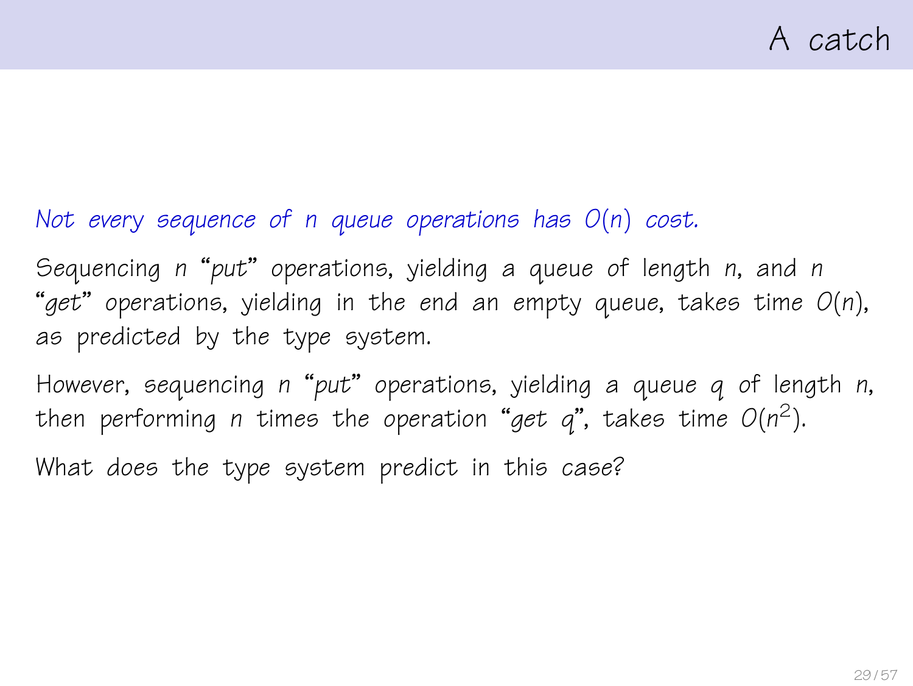# A catch

*Not every sequence of $n$ queue operations has $O(n)$ cost.*

Sequencing $n$ "*put*" operations, yielding a queue of length $n$, and $n$ "*get*" operations, yielding in the end an empty queue, takes time $O(n)$, as predicted by the type system.

However, sequencing $n$ "*put*" operations, yielding a queue $q$ of length $n$, then performing $n$ times the operation "*get* $q$", takes time $O(n^2)$.

What does the type system predict in this case?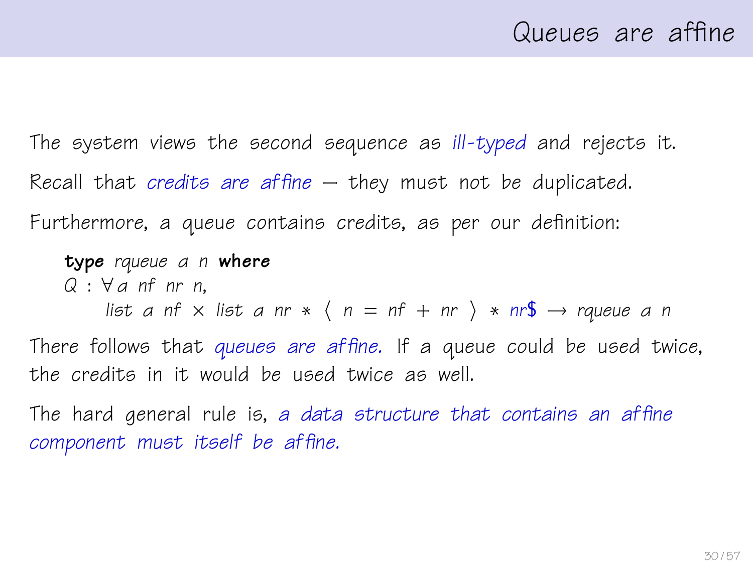# Queues are affine

The system views the second sequence as *ill-typed* and rejects it.

Recall that *credits are affine* — they must not be duplicated.

Furthermore, a queue contains credits, as per our definition:

```
type rqueue a n where
Q : ∀a nf nr n,
    list a nf × list a nr * ⟨ n = nf + nr ⟩ * nr$ → rqueue a n
```

There follows that *queues are affine.* If a queue could be used twice, the credits in it would be used twice as well.

The hard general rule is, *a data structure that contains an affine component must itself be affine.*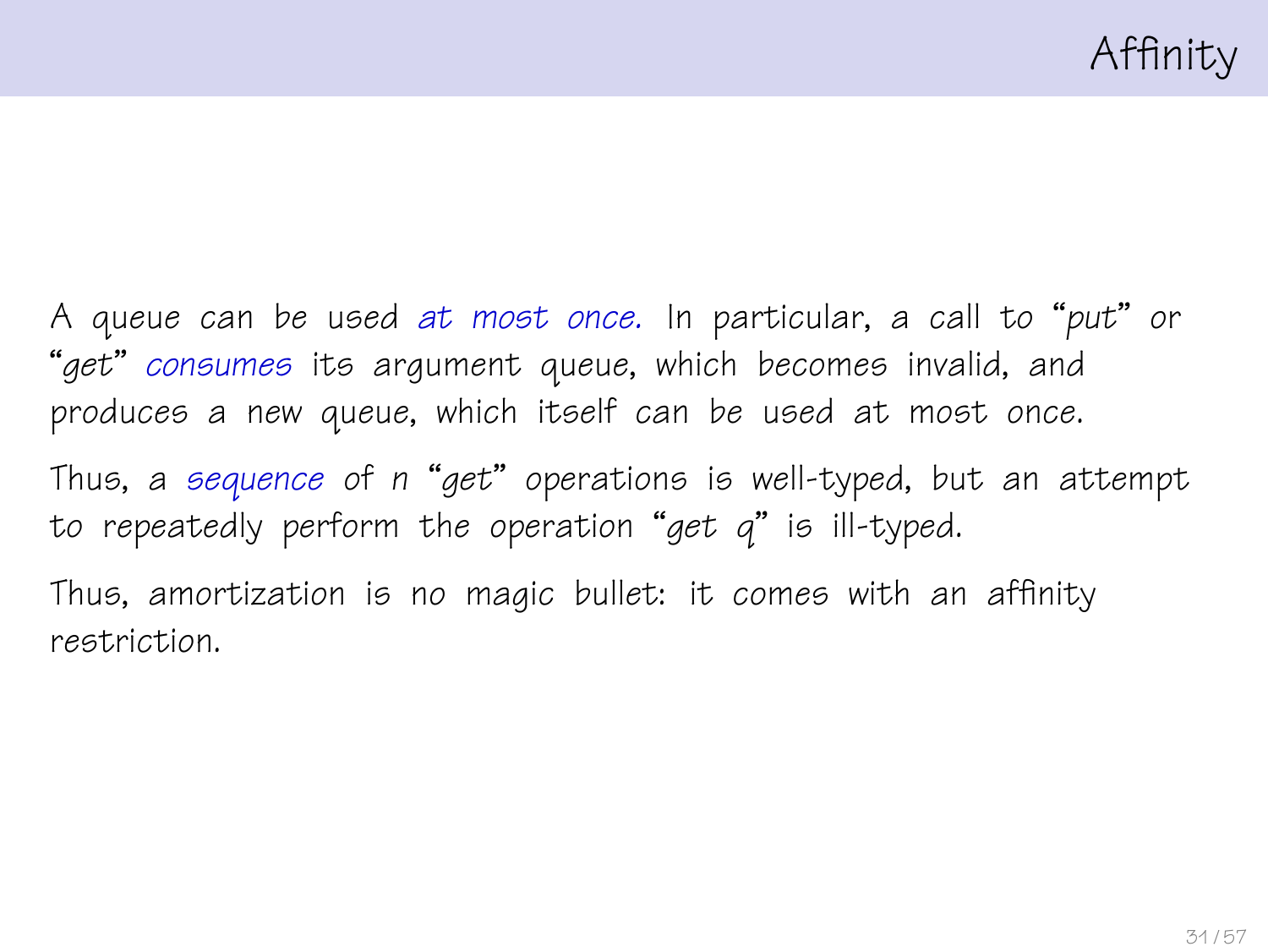# Affinity

A queue can be used *at most once.* In particular, a call to "*put*" or "*get*" *consumes* its argument queue, which becomes invalid, and produces a new queue, which itself can be used at most once.

Thus, a *sequence* of $n$ "*get*" operations is well-typed, but an attempt to repeatedly perform the operation "*get q*" is ill-typed.

Thus, amortization is no magic bullet: it comes with an affinity restriction.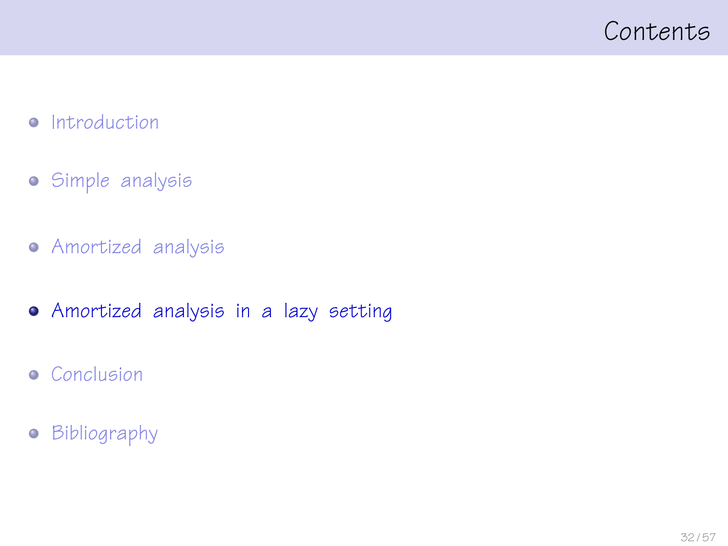# Contents

- Introduction
- Simple analysis
- Amortized analysis
- **Amortized analysis in a lazy setting**
- Conclusion
- Bibliography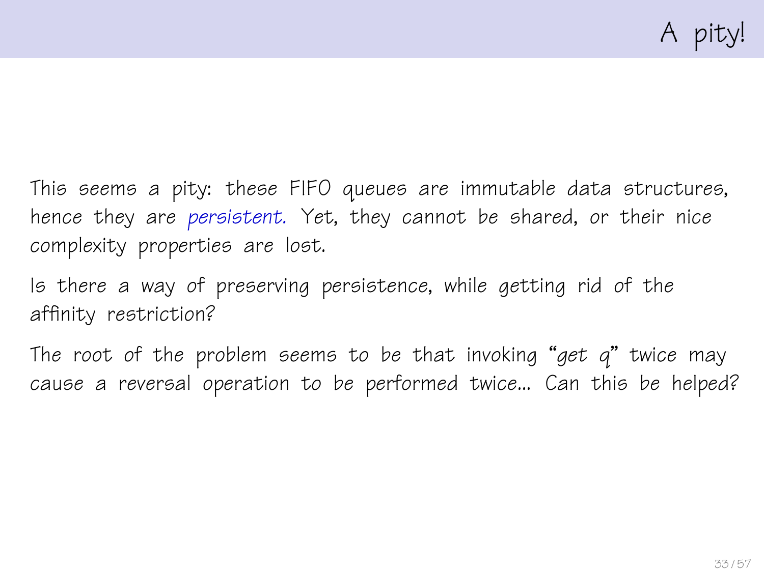# A pity!

This seems a pity: these FIFO queues are immutable data structures, hence they are *persistent.* Yet, they cannot be shared, or their nice complexity properties are lost.

Is there a way of preserving persistence, while getting rid of the affinity restriction?

The root of the problem seems to be that invoking "*get q*" twice may cause a reversal operation to be performed twice... Can this be helped?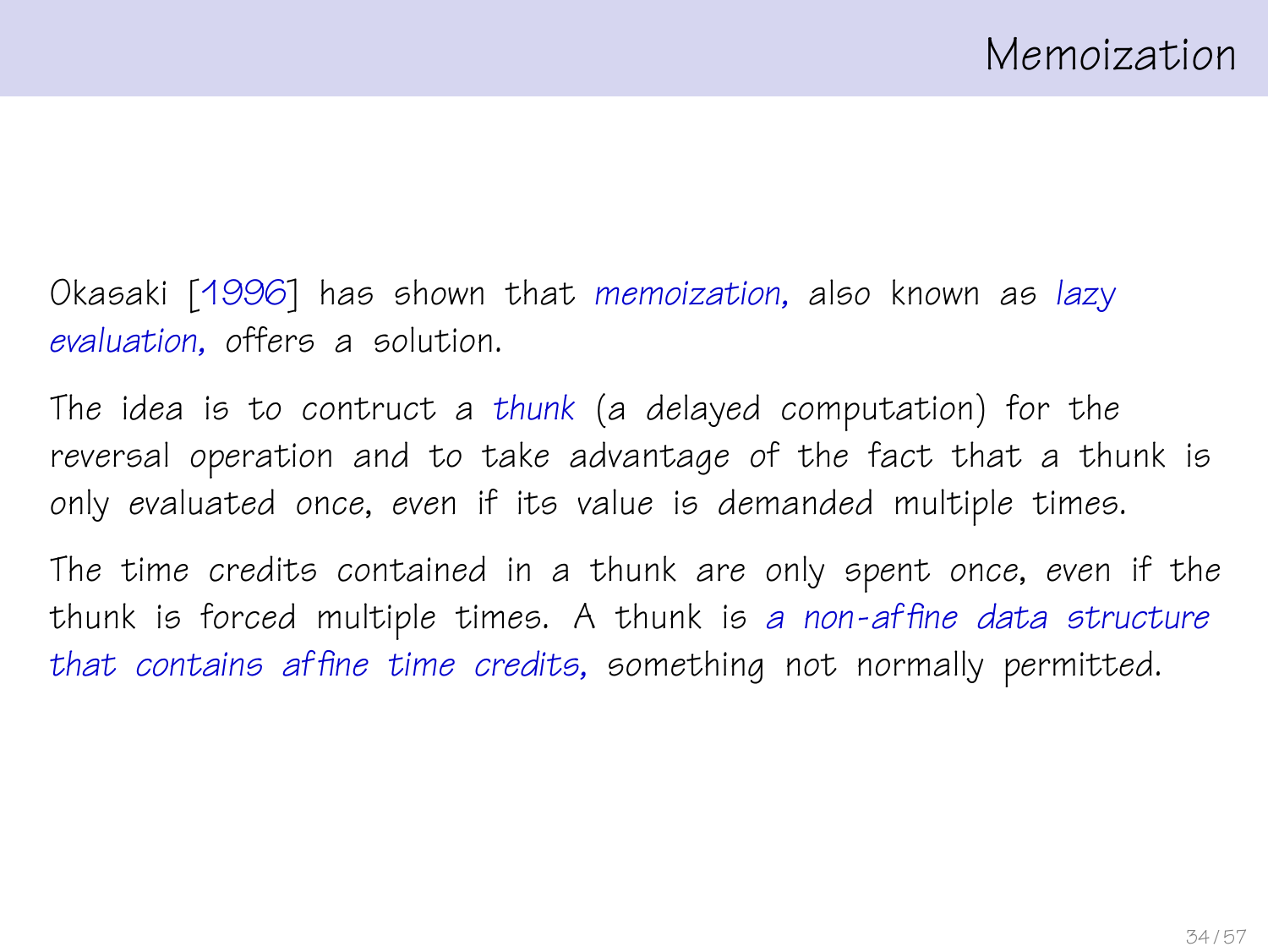# Memoization

Okasaki [1996] has shown that *memoization,* also known as *lazy evaluation,* offers a solution.

The idea is to contruct a *thunk* (a delayed computation) for the reversal operation and to take advantage of the fact that a thunk is only evaluated once, even if its value is demanded multiple times.

The time credits contained in a thunk are only spent once, even if the thunk is forced multiple times. A thunk is *a non-affine data structure that contains affine time credits,* something not normally permitted.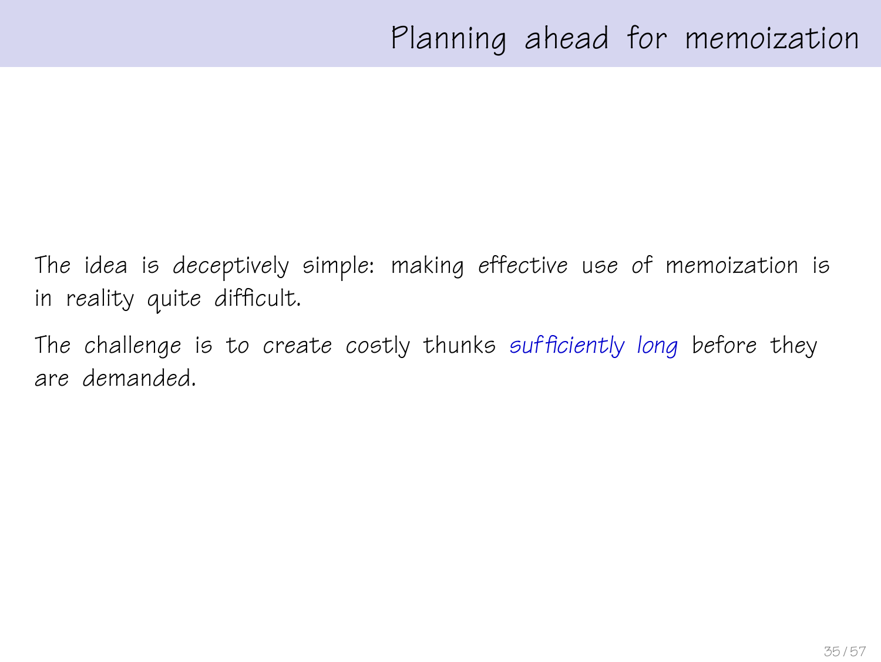# Planning ahead for memoization

The idea is deceptively simple: making effective use of memoization is in reality quite difficult.

The challenge is to create costly thunks *sufficiently long* before they are demanded.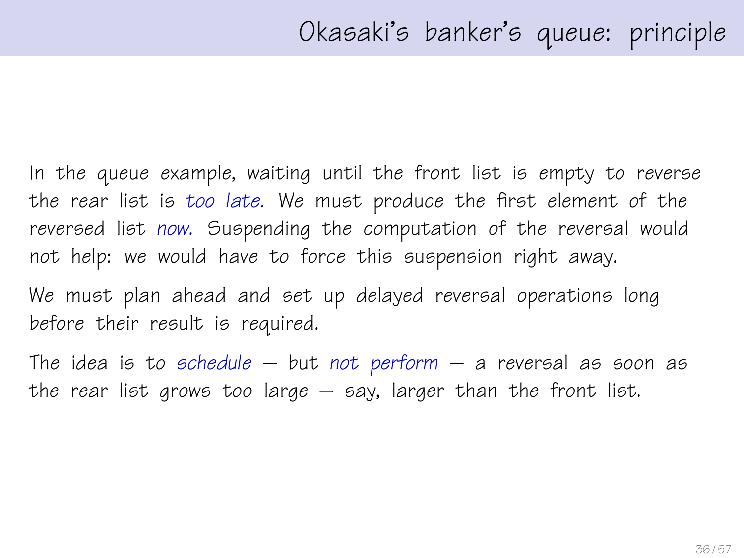# Okasaki's banker's queue: principle

In the queue example, waiting until the front list is empty to reverse the rear list is *too late.* We must produce the first element of the reversed list *now.* Suspending the computation of the reversal would not help: we would have to force this suspension right away.

We must plan ahead and set up delayed reversal operations long before their result is required.

The idea is to *schedule* — but *not perform* — a reversal as soon as the rear list grows too large — say, larger than the front list.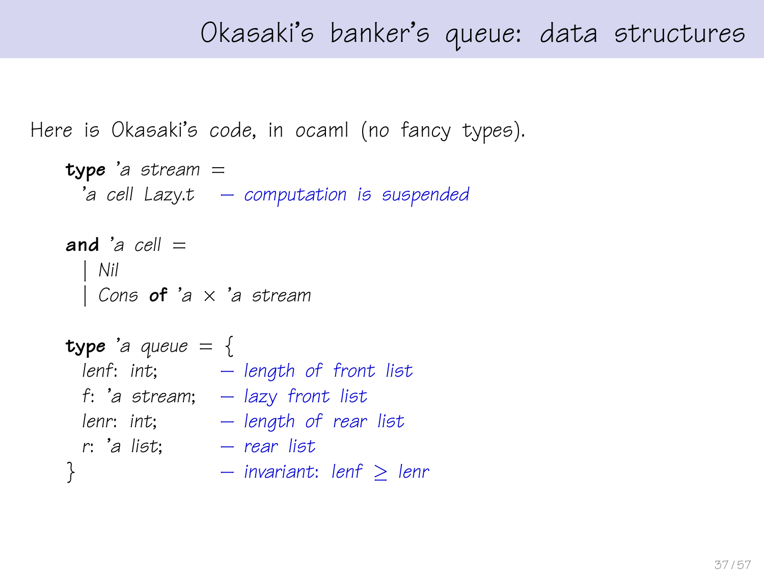# Okasaki's banker's queue: data structures

Here is Okasaki's code, in ocaml (no fancy types).

```
type 'a stream =
  'a cell Lazy.t   — computation is suspended

and 'a cell =
  | Nil
  | Cons of 'a × 'a stream

type 'a queue = {
  lenf: int;        — length of front list
  f: 'a stream;     — lazy front list
  lenr: int;        — length of rear list
  r: 'a list;       — rear list
}                   — invariant: lenf ≥ lenr
```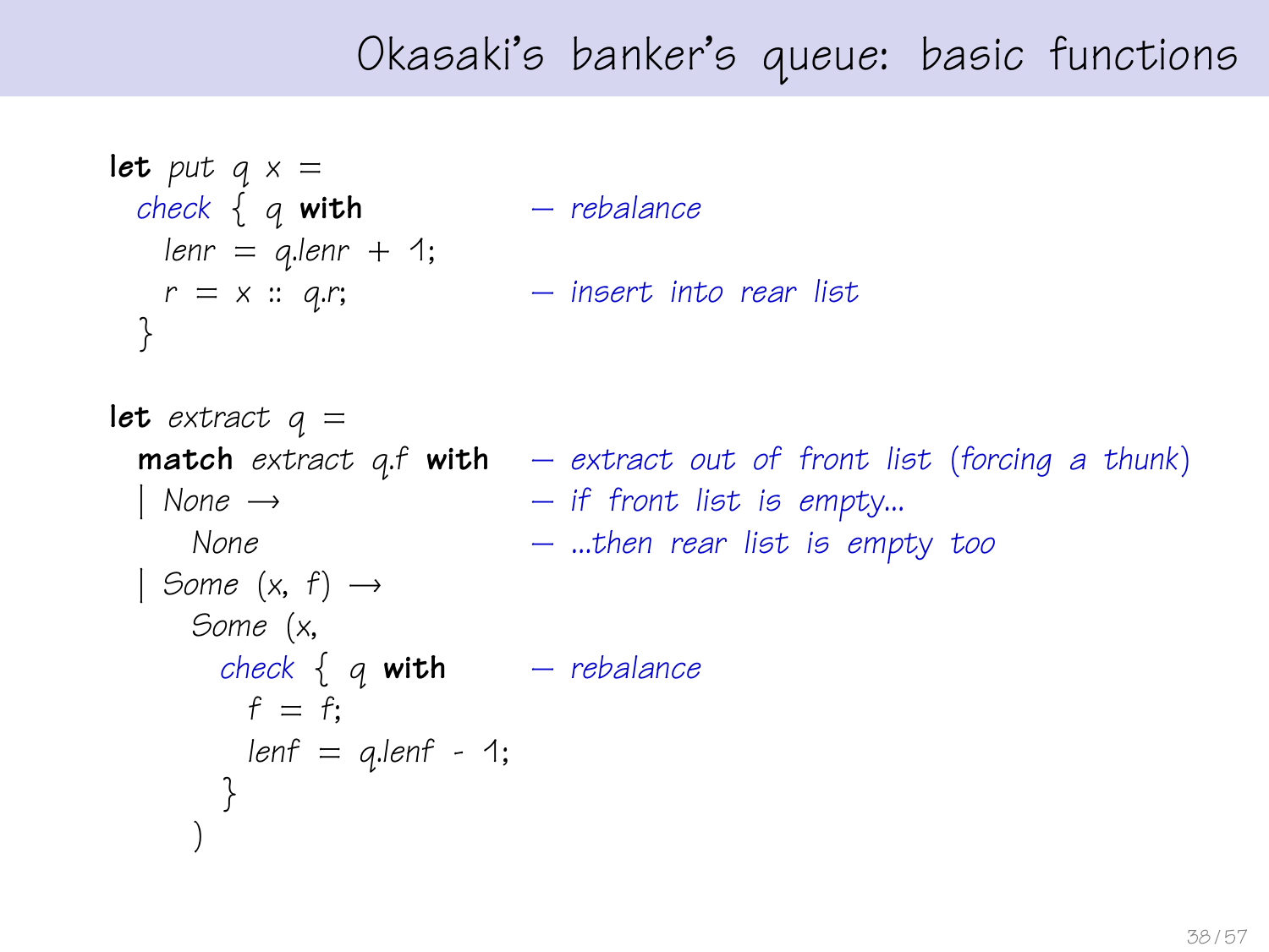# Okasaki's banker's queue: basic functions

```
let put q x =
  check { q with                  — rebalance
    lenr = q.lenr + 1;
    r = x :: q.r;                 — insert into rear list
  }

let extract q =
  match extract q.f with          — extract out of front list (forcing a thunk)
  | None →                        — if front list is empty...
      None                        — ...then rear list is empty too
  | Some (x, f) →
      Some (x,
        check { q with            — rebalance
          f = f;
          lenf = q.lenf - 1;
        }
      )
```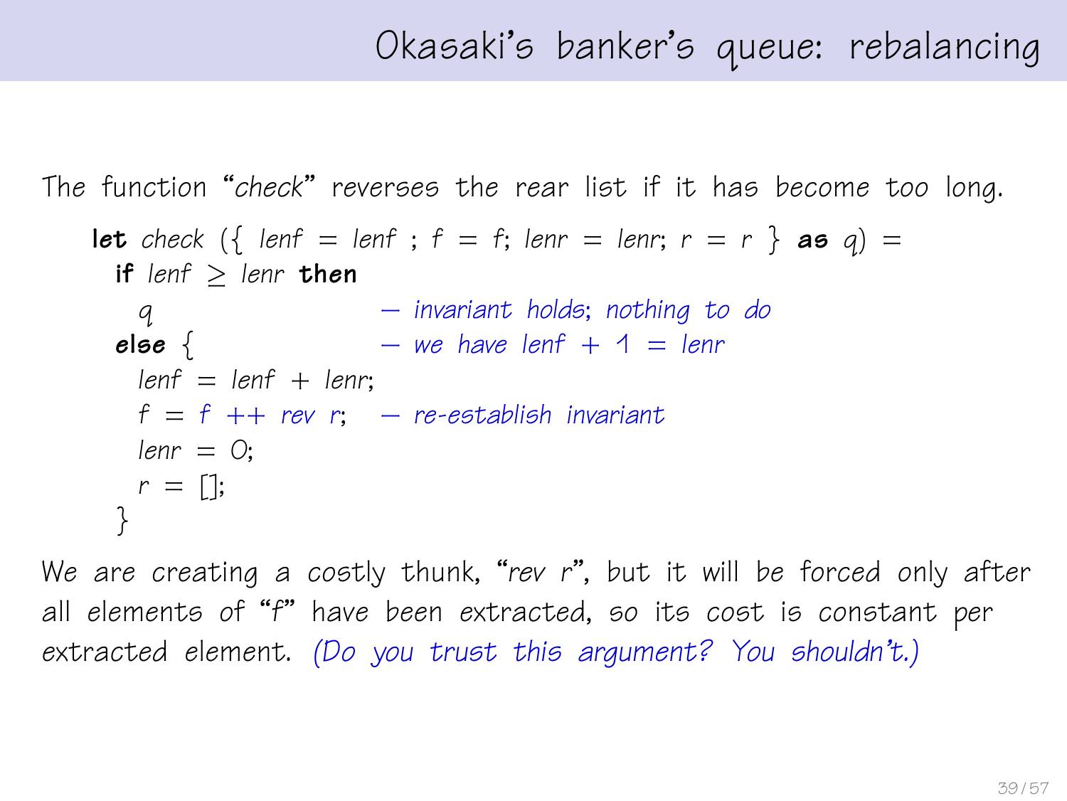# Okasaki's banker's queue: rebalancing

The function "*check*" reverses the rear list if it has become too long.

```
let check ({ lenf = lenf ; f = f; lenr = lenr; r = r } as q) =
  if lenf ≥ lenr then
    q                      — invariant holds; nothing to do
  else {                   — we have lenf + 1 = lenr
    lenf = lenf + lenr;
    f = f ++ rev r;        — re-establish invariant
    lenr = 0;
    r = [];
  }
```

We are creating a costly thunk, "*rev r*", but it will be forced only after all elements of "*f*" have been extracted, so its cost is constant per extracted element. *(Do you trust this argument? You shouldn't.)*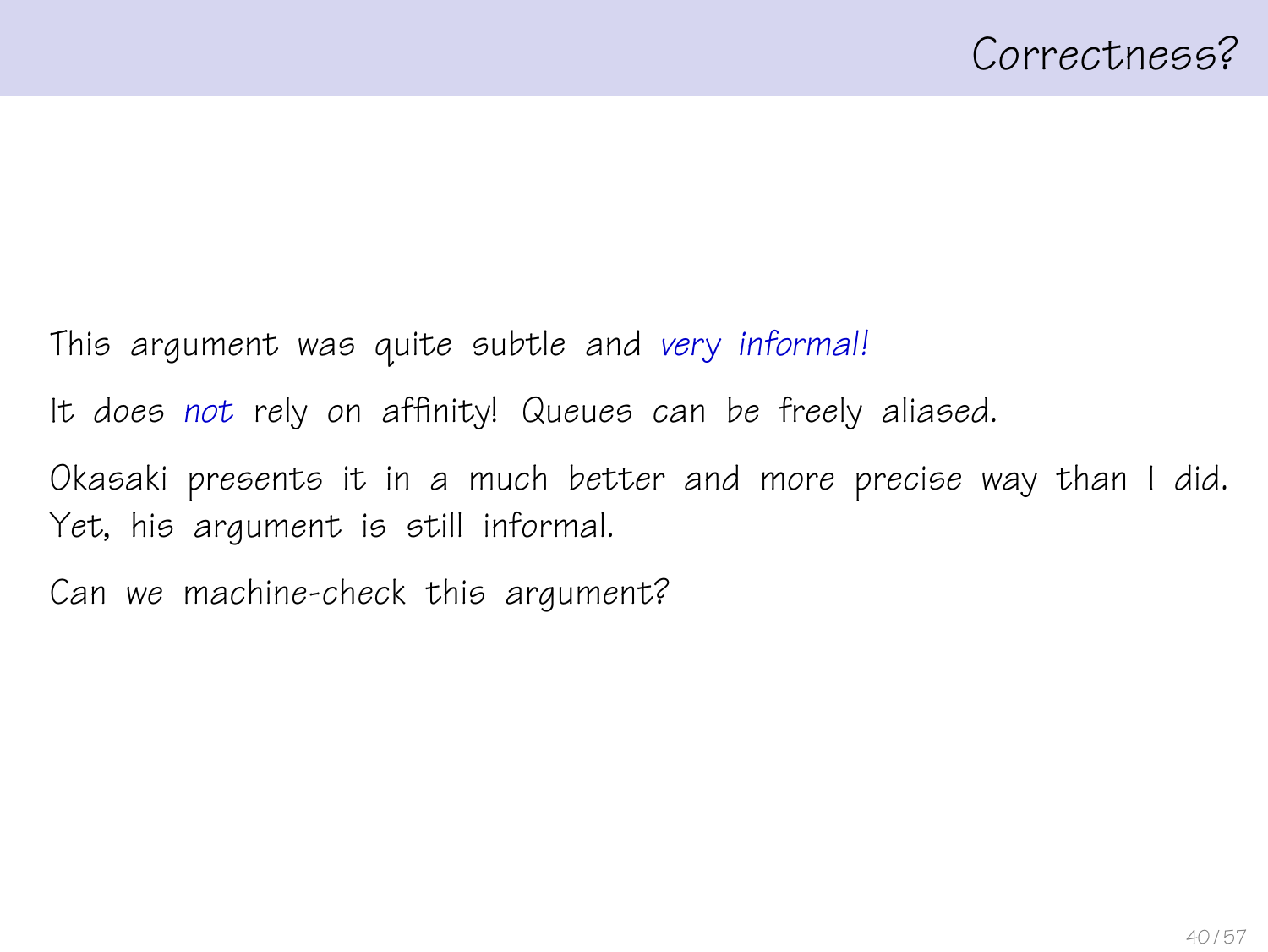# Correctness?

This argument was quite subtle and *very informal!*

It does *not* rely on affinity! Queues can be freely aliased.

Okasaki presents it in a much better and more precise way than I did. Yet, his argument is still informal.

Can we machine-check this argument?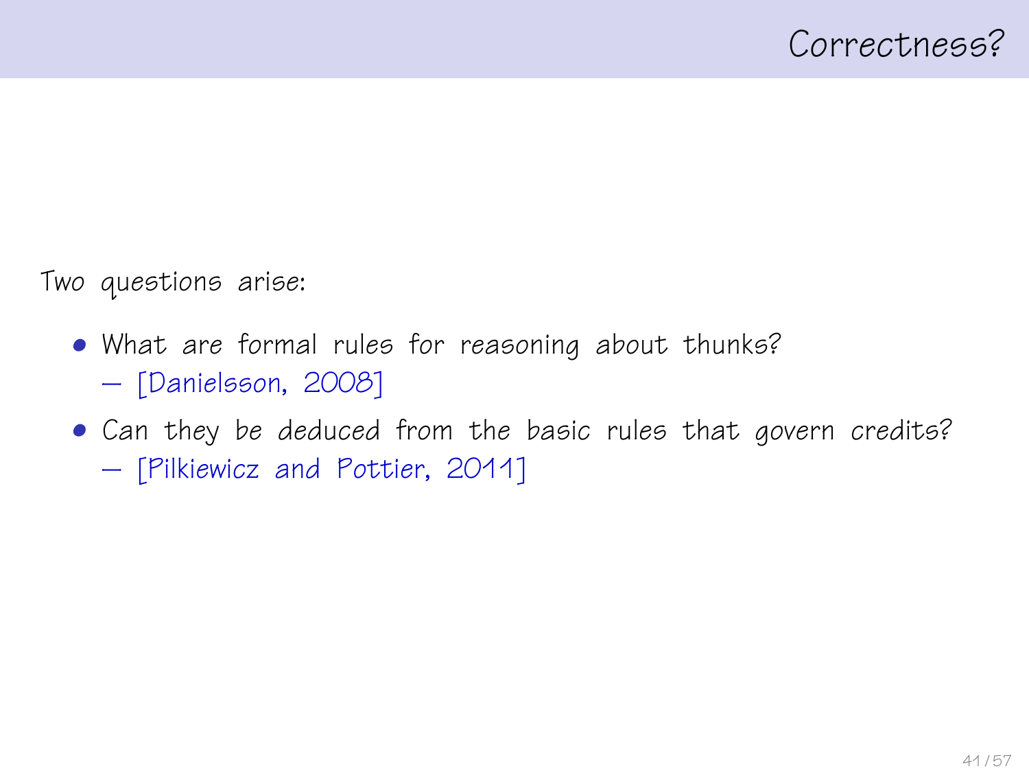# Correctness?

Two questions arise:

- What are formal rules for reasoning about thunks?
  – [Danielsson, 2008]
- Can they be deduced from the basic rules that govern credits?
  – [Pilkiewicz and Pottier, 2011]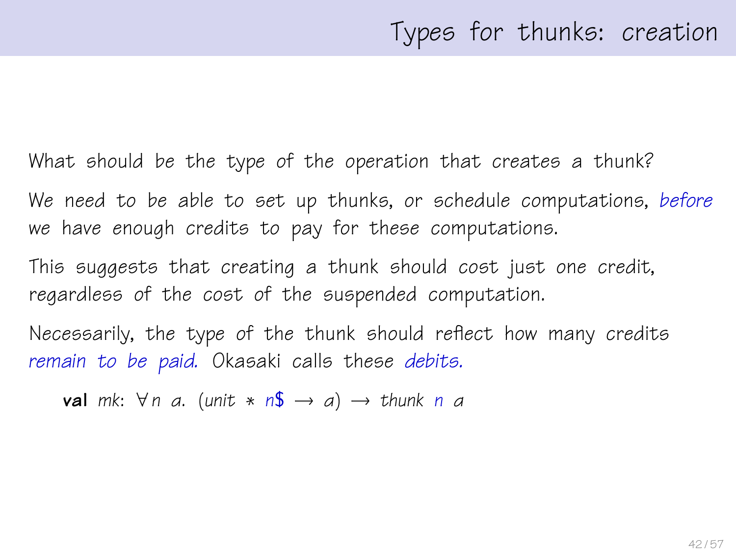# Types for thunks: creation

What should be the type of the operation that creates a thunk?

We need to be able to set up thunks, or schedule computations, *before* we have enough credits to pay for these computations.

This suggests that creating a thunk should cost *just one* credit, regardless of the cost of the suspended computation.

Necessarily, the type of the thunk should reflect how many credits *remain to be paid.* Okasaki calls these *debits.*

```
val mk: ∀n a. (unit * n$ → a) → thunk n a
```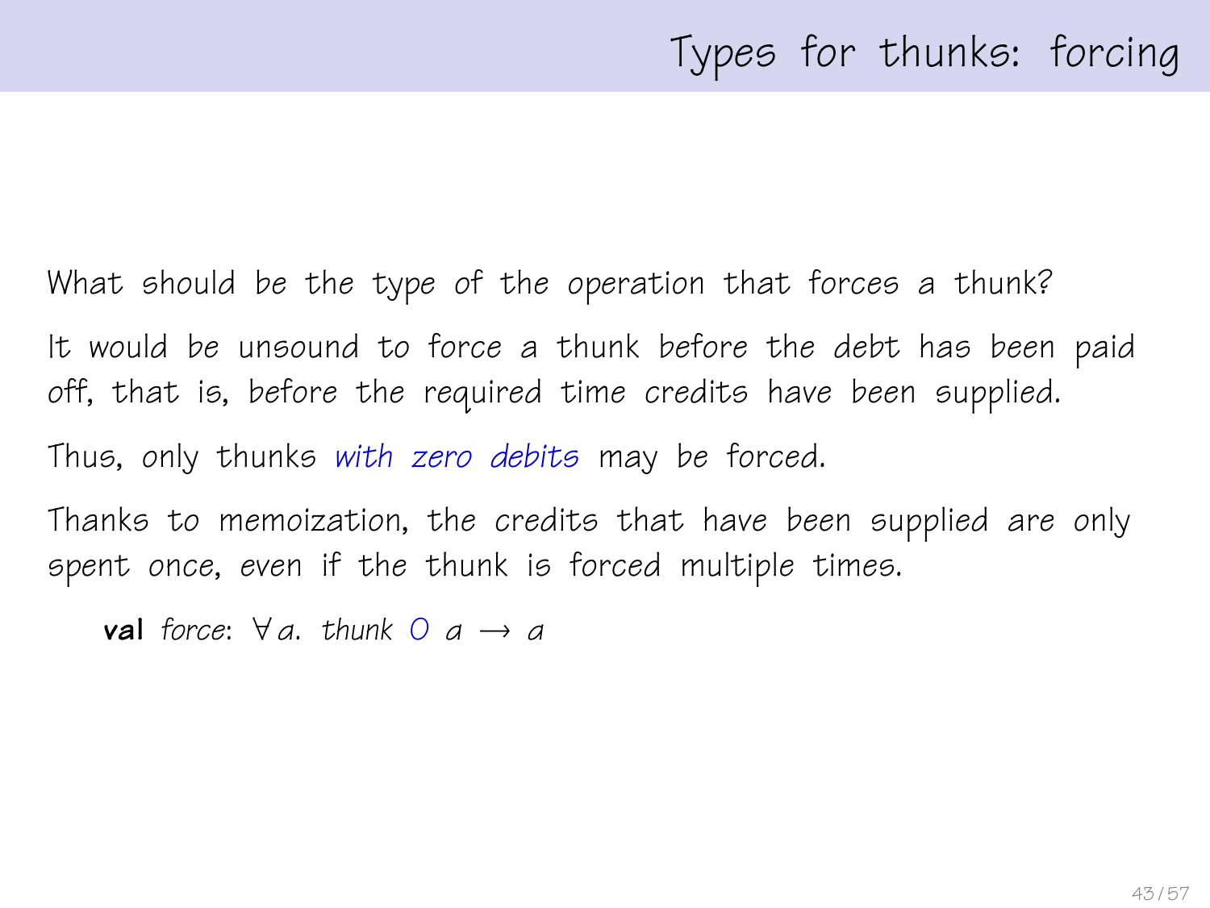# Types for thunks: forcing

What should be the type of the operation that forces a thunk?

It would be unsound to force a thunk before the debt has been paid off, that is, before the required time credits have been supplied.

Thus, only thunks *with zero debits* may be forced.

Thanks to memoization, the credits that have been supplied are only spent once, even if the thunk is forced multiple times.

**val** *force*: $\forall a.\ thunk\ 0\ a \rightarrow a$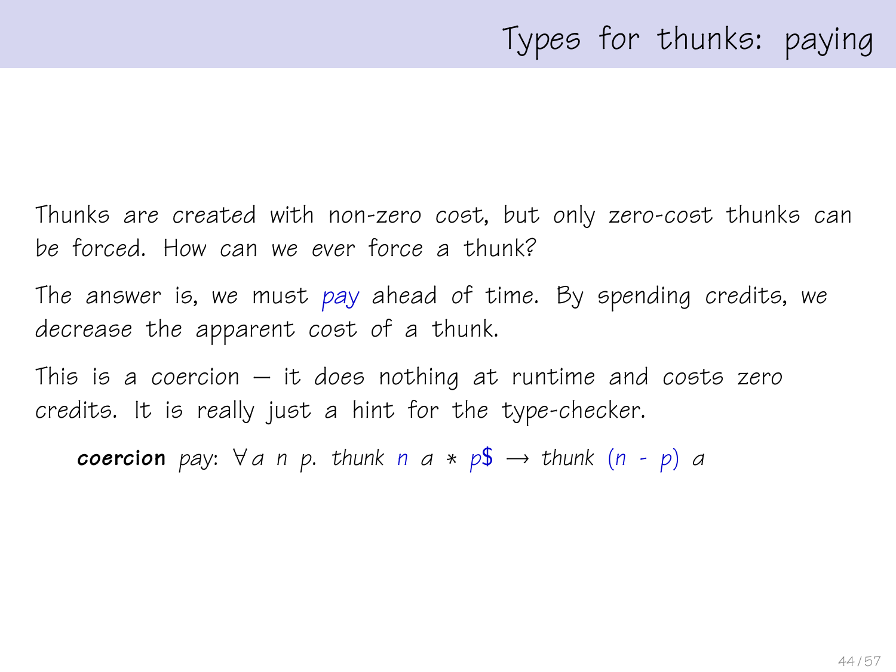# Types for thunks: paying

Thunks are created with non-zero cost, but only zero-cost thunks can be forced. How can we ever force a thunk?

The answer is, we must *pay* ahead of time. By spending credits, we decrease the apparent cost of a thunk.

This is a coercion — it does nothing at runtime and costs zero credits. It is really just a hint for the type-checker.

```
coercion pay: ∀ a n p. thunk n a * p$ → thunk (n - p) a
```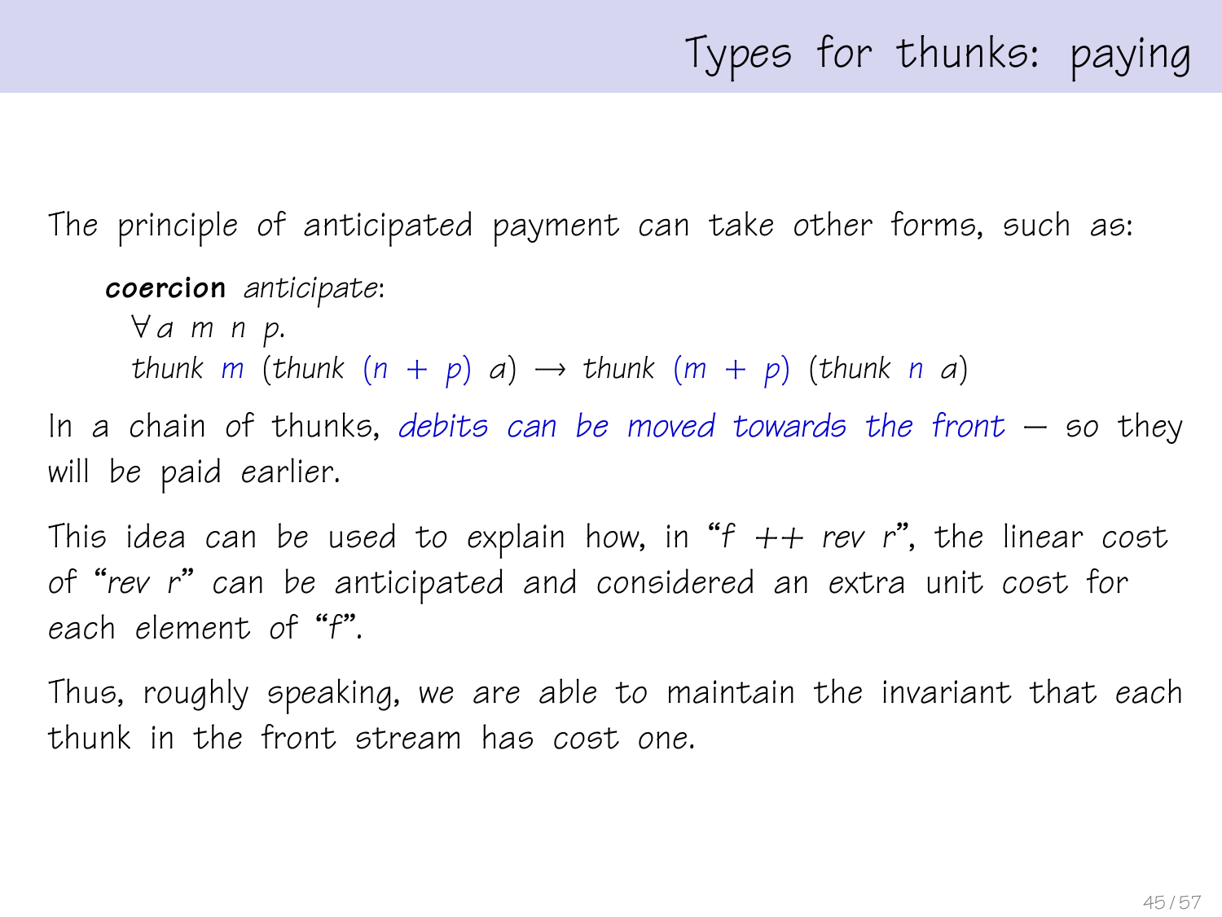# Types for thunks: paying

The principle of anticipated payment can take other forms, such as:

> **coercion** *anticipate*:
> $\forall a\ m\ n\ p.$
> $\mathit{thunk}\ m\ (\mathit{thunk}\ (n + p)\ a) \rightarrow \mathit{thunk}\ (m + p)\ (\mathit{thunk}\ n\ a)$

In a chain of thunks, *debits can be moved towards the front* — so they will be paid earlier.

This idea can be used to explain how, in "*f* ++ *rev r*", the linear cost of "*rev r*" can be anticipated and considered an extra unit cost for each element of "*f*".

Thus, roughly speaking, we are able to maintain the invariant that each thunk in the front stream has cost one.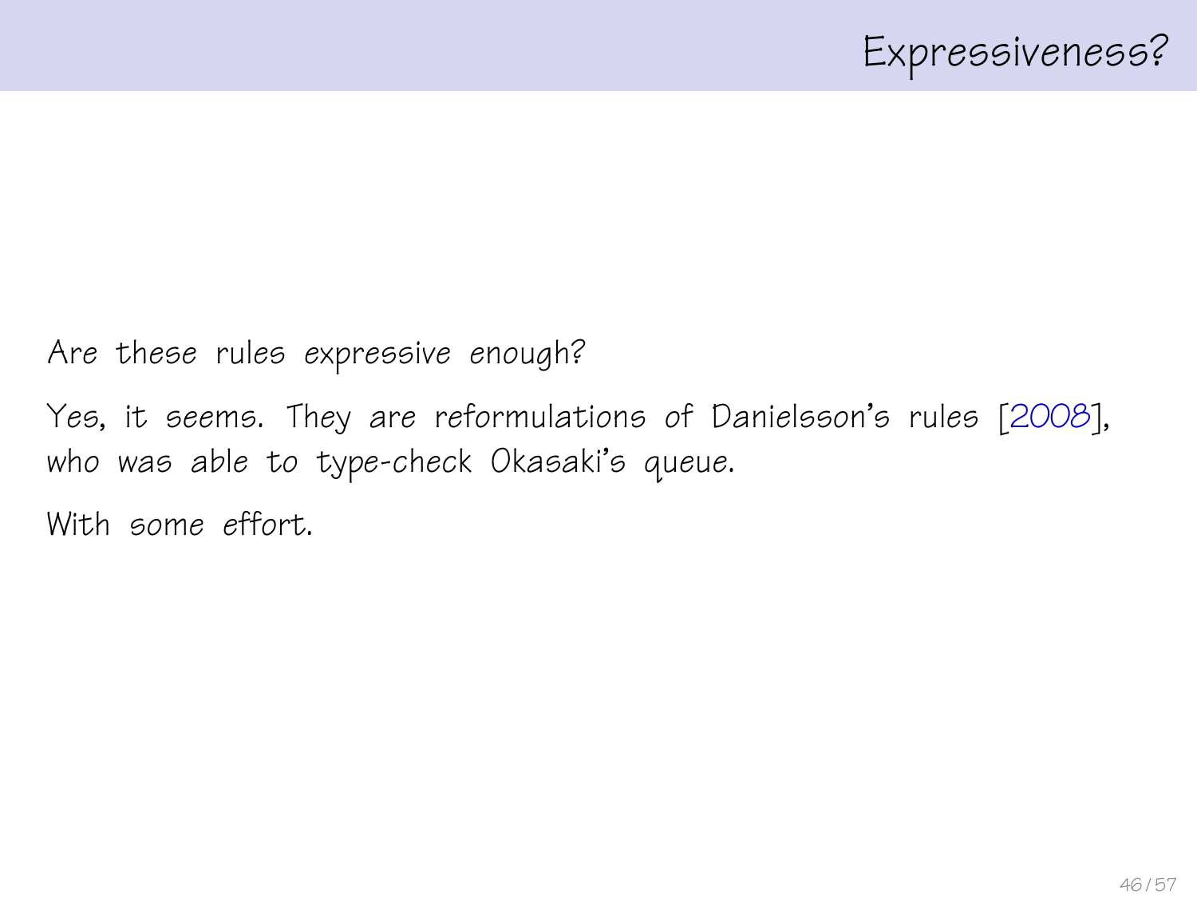# Expressiveness?

Are these rules expressive enough?

Yes, it seems. They are reformulations of Danielsson's rules [2008], who was able to type-check Okasaki's queue.

With some effort.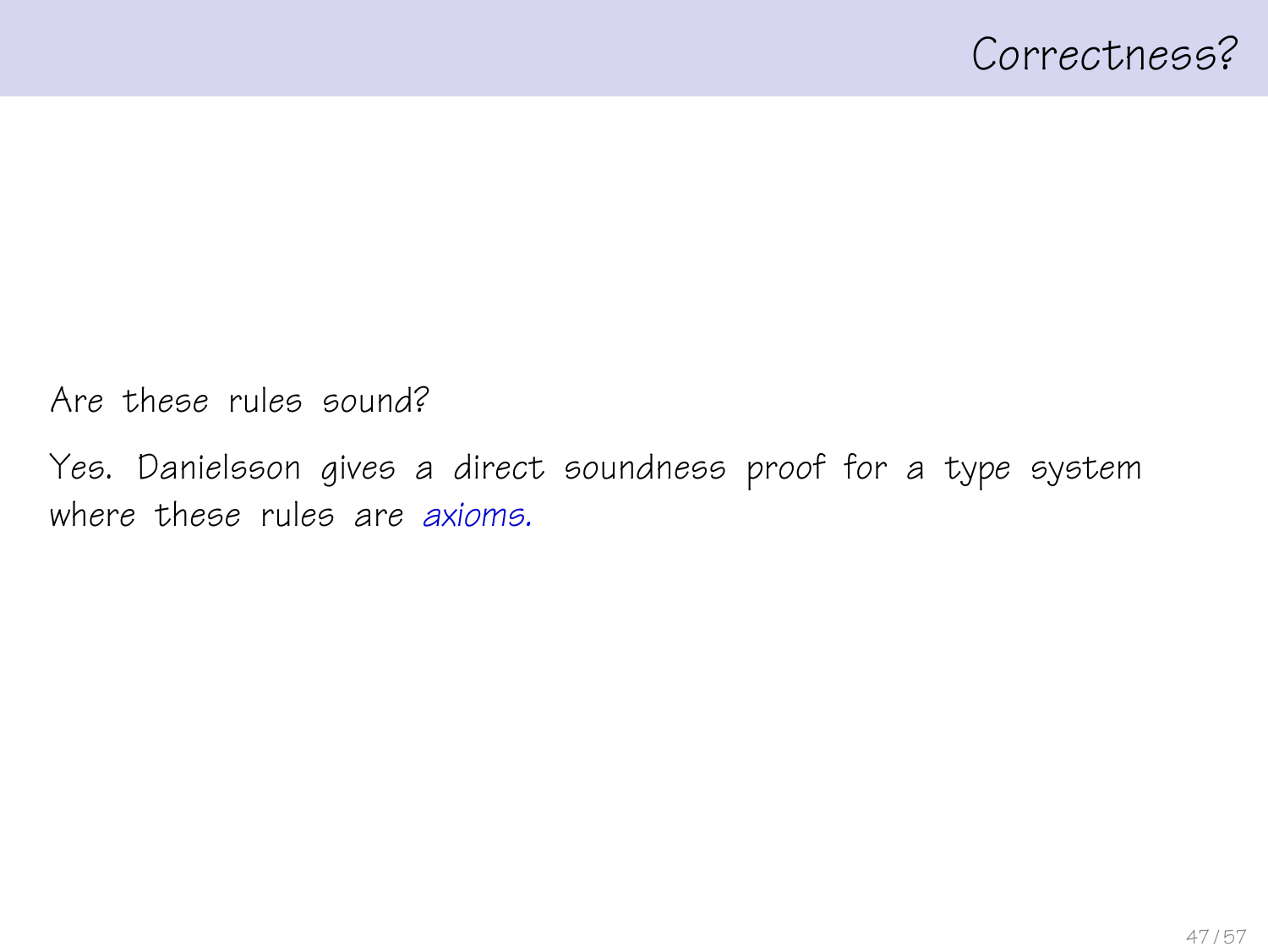# Correctness?

Are these rules sound?

Yes. Danielsson gives a direct soundness proof for a type system where these rules are *axioms.*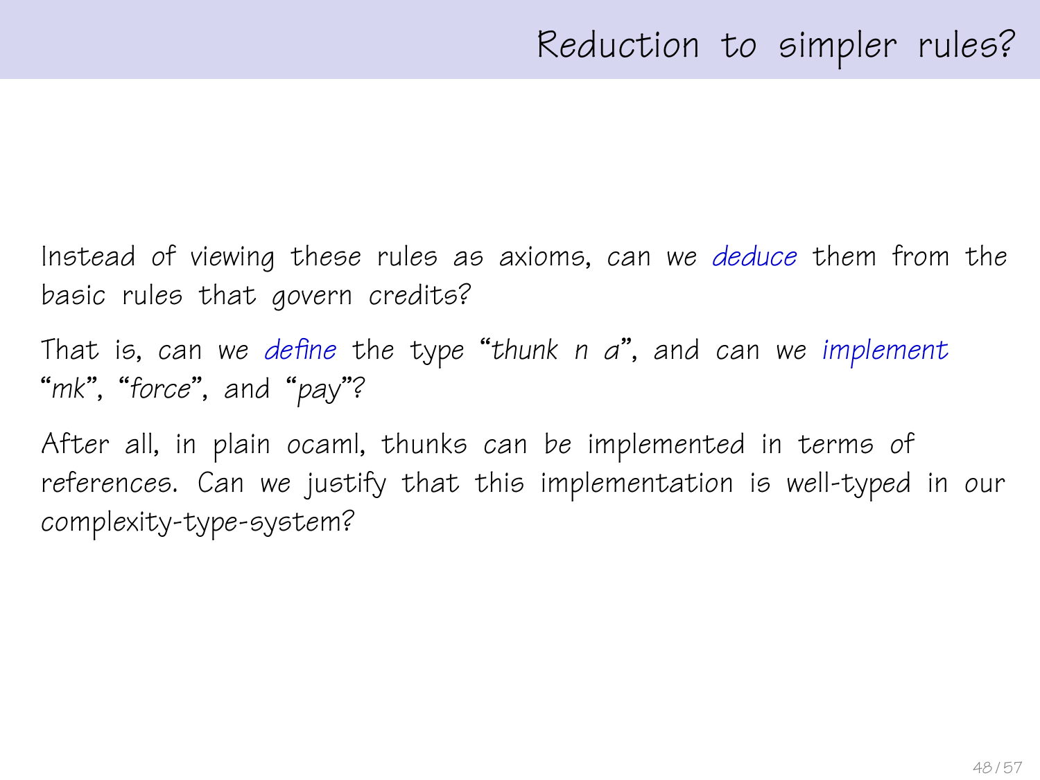# Reduction to simpler rules?

Instead of viewing these rules as axioms, can we *deduce* them from the basic rules that govern credits?

That is, can we *define* the type "*thunk n a*", and can we *implement* "*mk*", "*force*", and "*pay*"?

After all, in plain ocaml, thunks can be implemented in terms of references. Can we justify that this implementation is well-typed in our complexity-type-system?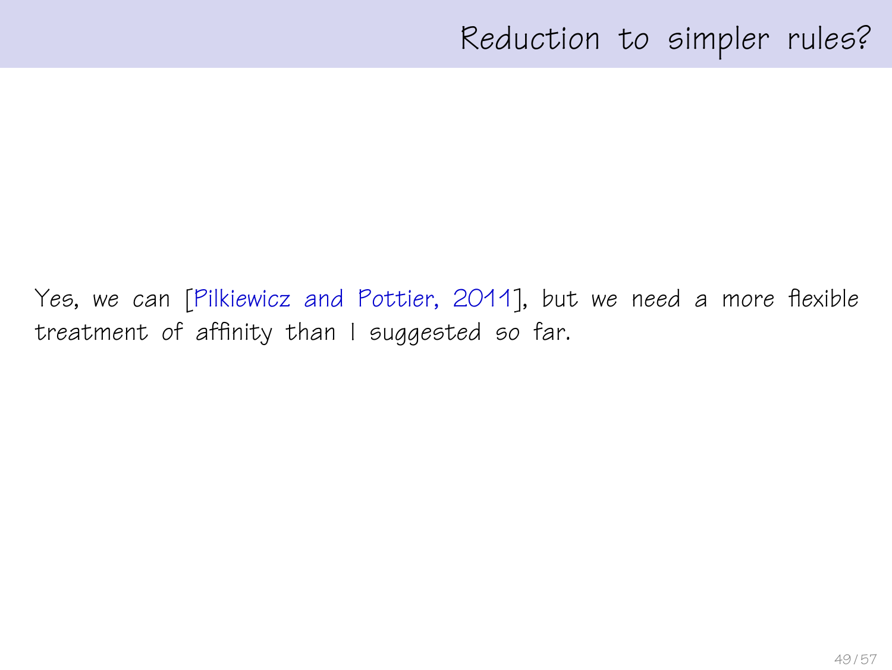# Reduction to simpler rules?

Yes, we can [Pilkiewicz and Pottier, 2011], but we need a more flexible treatment of affinity than I suggested so far.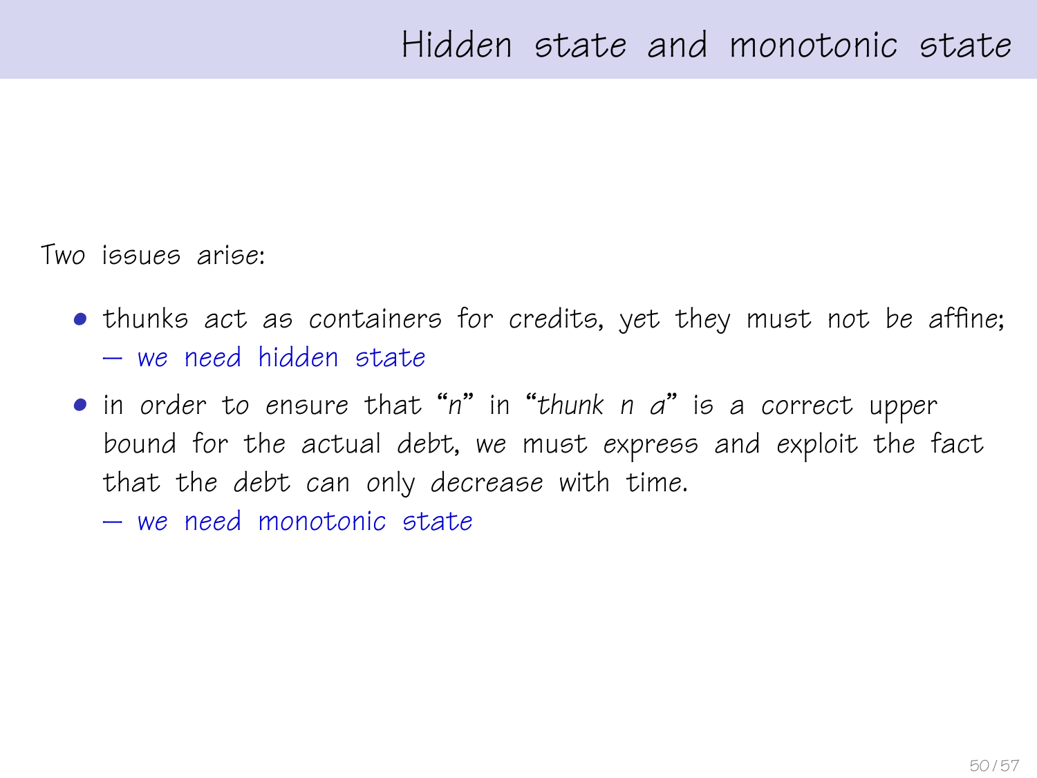# Hidden state and monotonic state

Two issues arise:

- thunks act as containers for credits, yet they must not be affine;
  — *we need hidden state*
- in order to ensure that "$n$" in "*thunk* $n$ $a$" is a correct upper bound for the actual debt, we must express and exploit the fact that the debt can only decrease with time.
  — *we need monotonic state*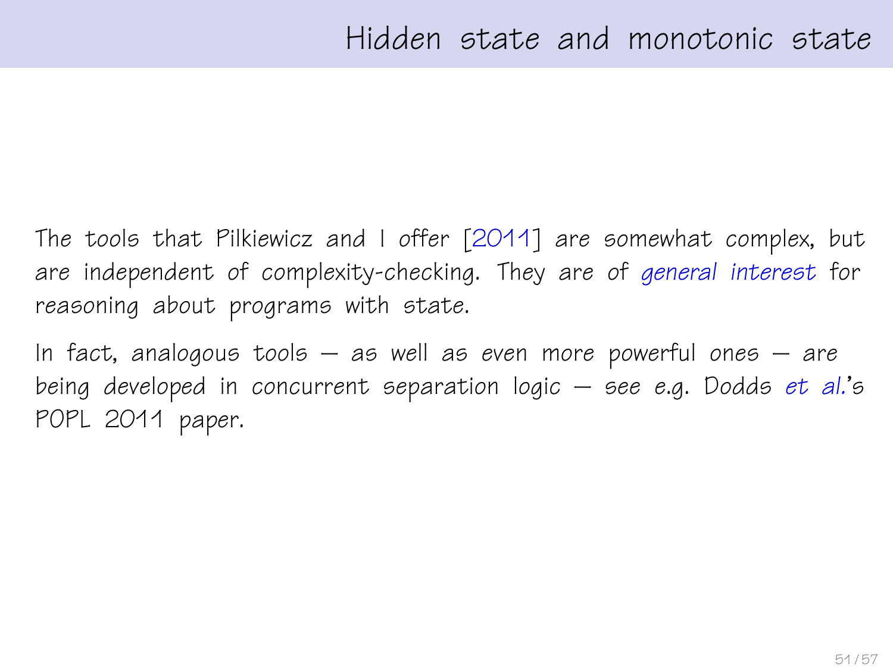# Hidden state and monotonic state

The tools that Pilkiewicz and I offer [2011] are somewhat complex, but are independent of complexity-checking. They are of *general interest* for reasoning about programs with state.

In fact, analogous tools — as well as even more powerful ones — are being developed in concurrent separation logic — see e.g. Dodds *et al.*'s POPL 2011 paper.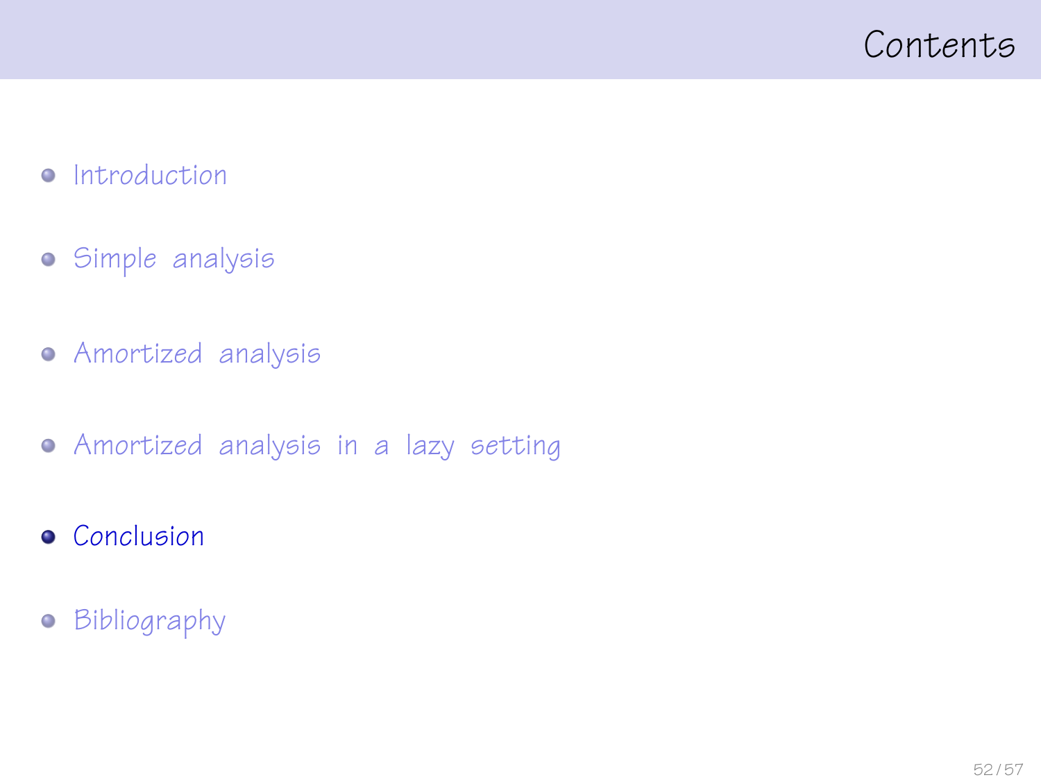# Contents

- Introduction
- Simple analysis
- Amortized analysis
- Amortized analysis in a lazy setting
- **Conclusion**
- Bibliography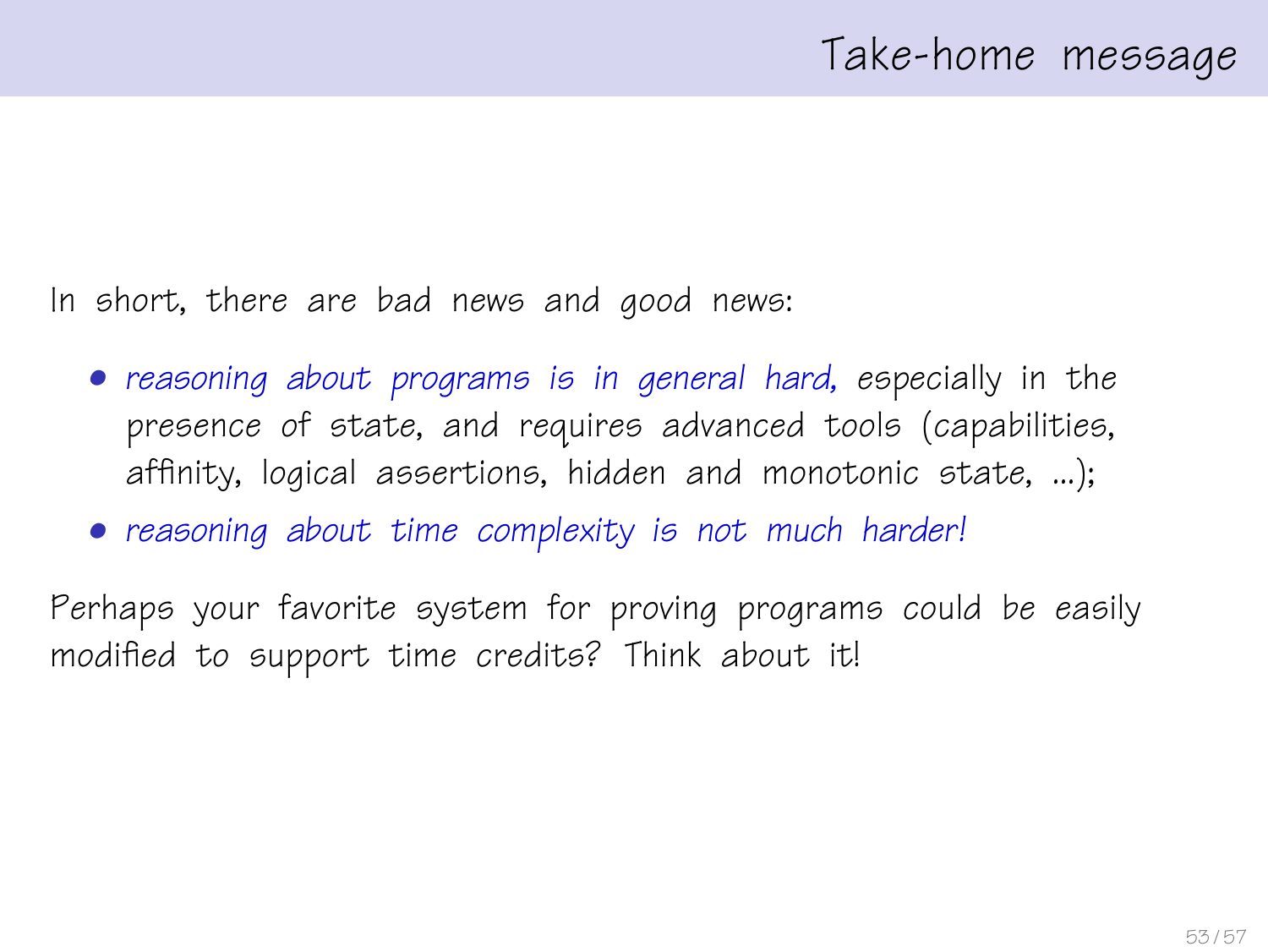# Take-home message

In short, there are bad news and good news:

- *reasoning about programs is in general hard,* especially in the presence of state, and requires advanced tools (capabilities, affinity, logical assertions, hidden and monotonic state, ...);
- *reasoning about time complexity is not much harder!*

Perhaps your favorite system for proving programs could be easily modified to support time credits? Think about it!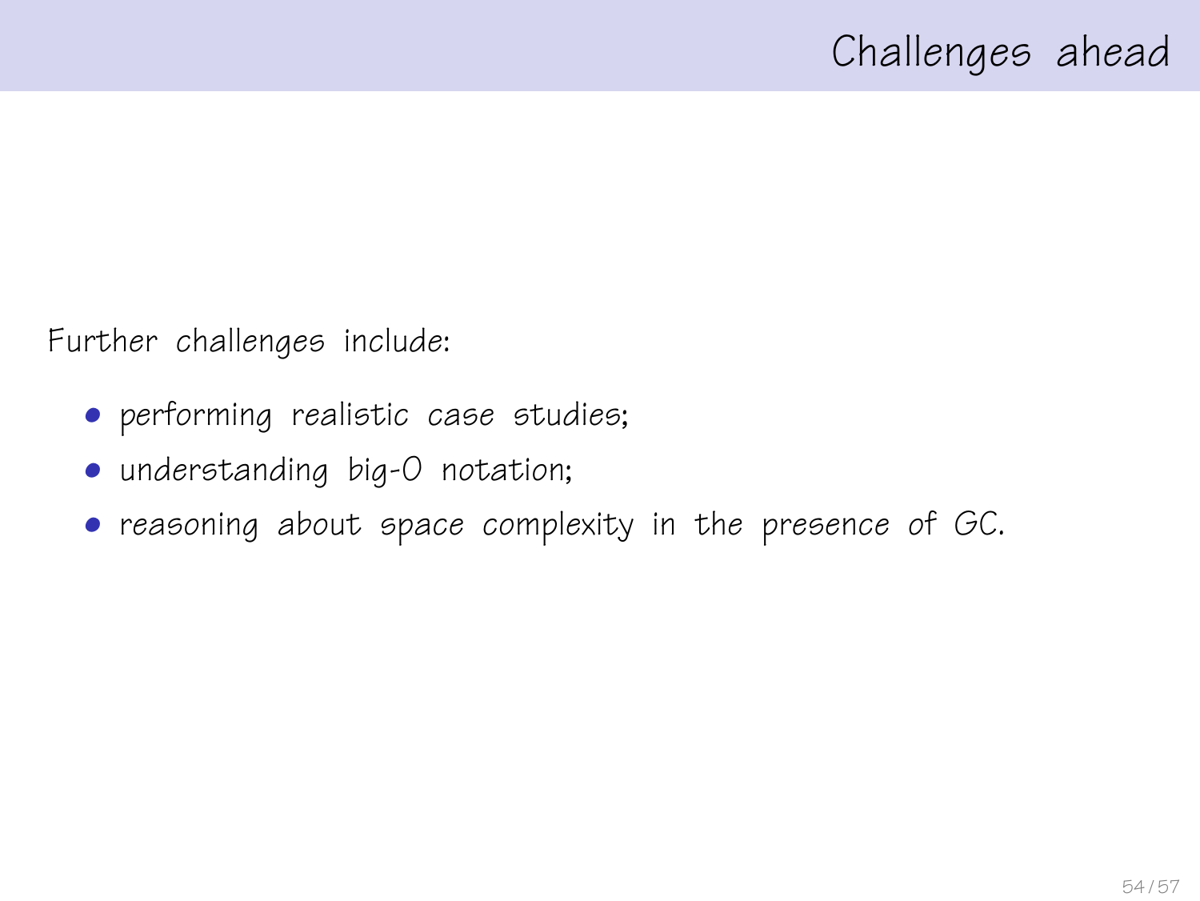## Challenges ahead

Further challenges include:

- performing realistic case studies;
- understanding big-O notation;
- reasoning about space complexity in the presence of GC.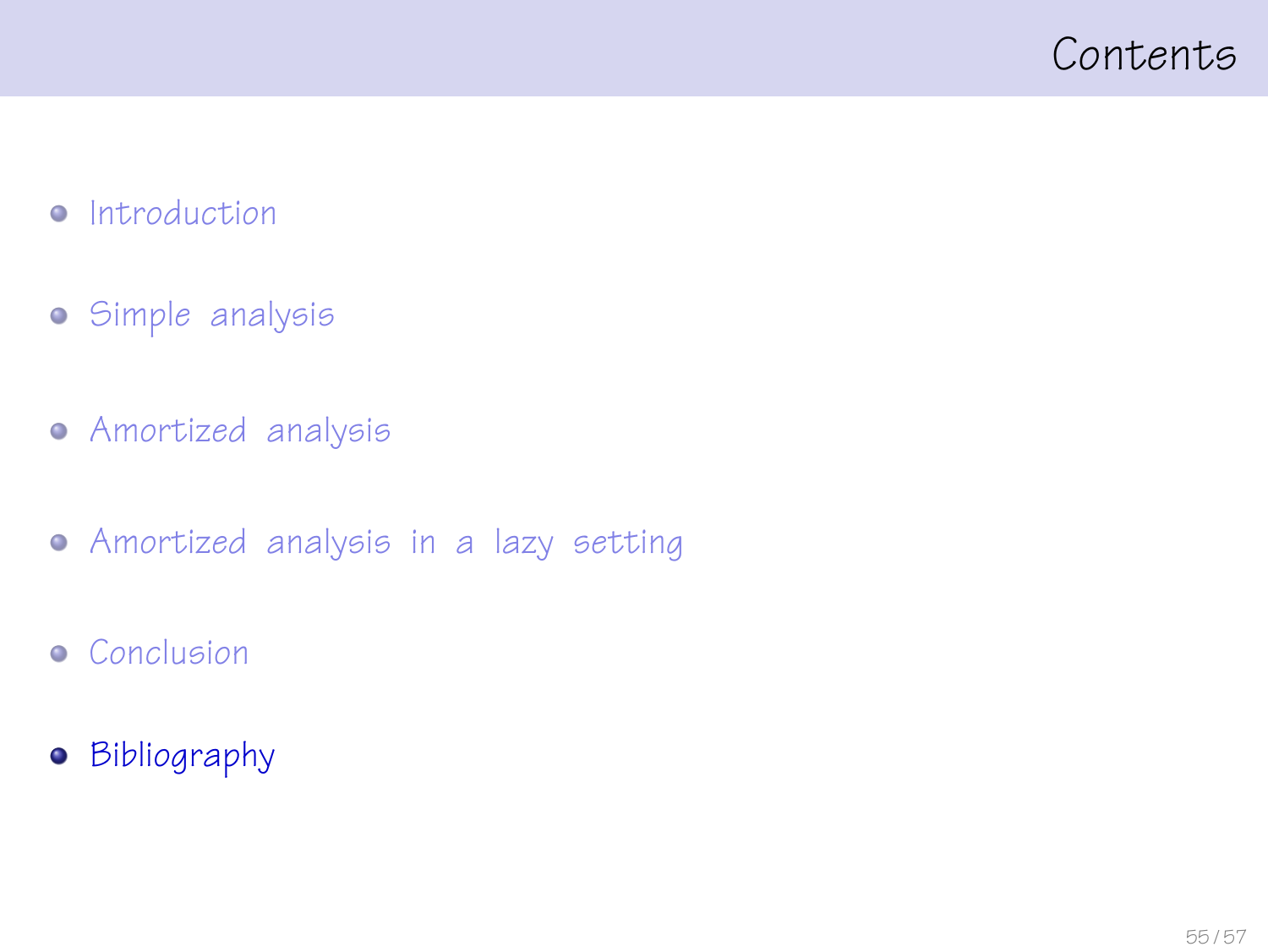# Contents

- Introduction
- Simple analysis
- Amortized analysis
- Amortized analysis in a lazy setting
- Conclusion
- **Bibliography**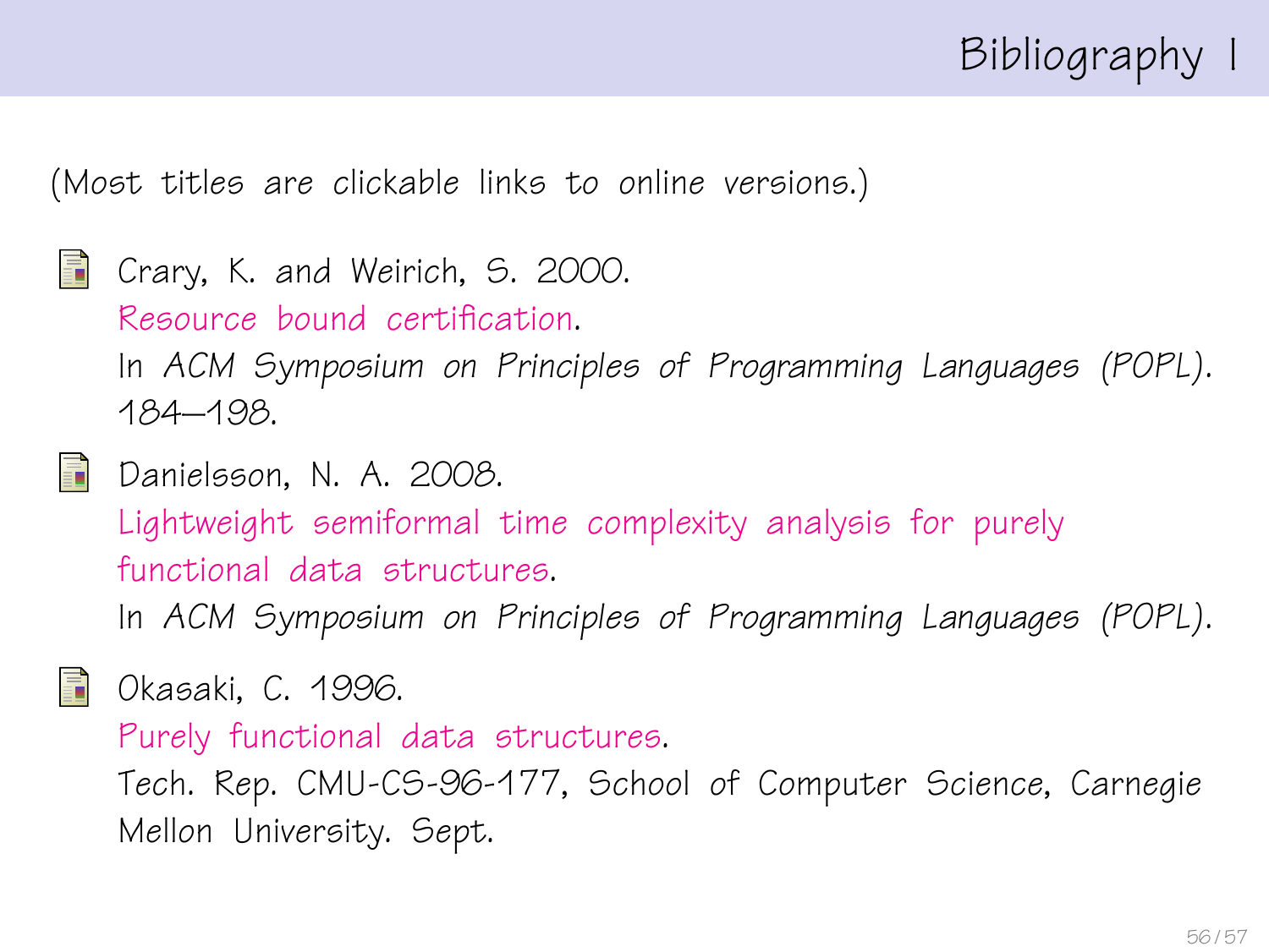# Bibliography I

(Most titles are clickable links to online versions.)

- Crary, K. and Weirich, S. 2000.
  Resource bound certification.
  In *ACM Symposium on Principles of Programming Languages (POPL)*. 184–198.

- Danielsson, N. A. 2008.
  Lightweight semiformal time complexity analysis for purely functional data structures.
  In *ACM Symposium on Principles of Programming Languages (POPL)*.

- Okasaki, C. 1996.
  Purely functional data structures.
  Tech. Rep. CMU-CS-96-177, School of Computer Science, Carnegie Mellon University. Sept.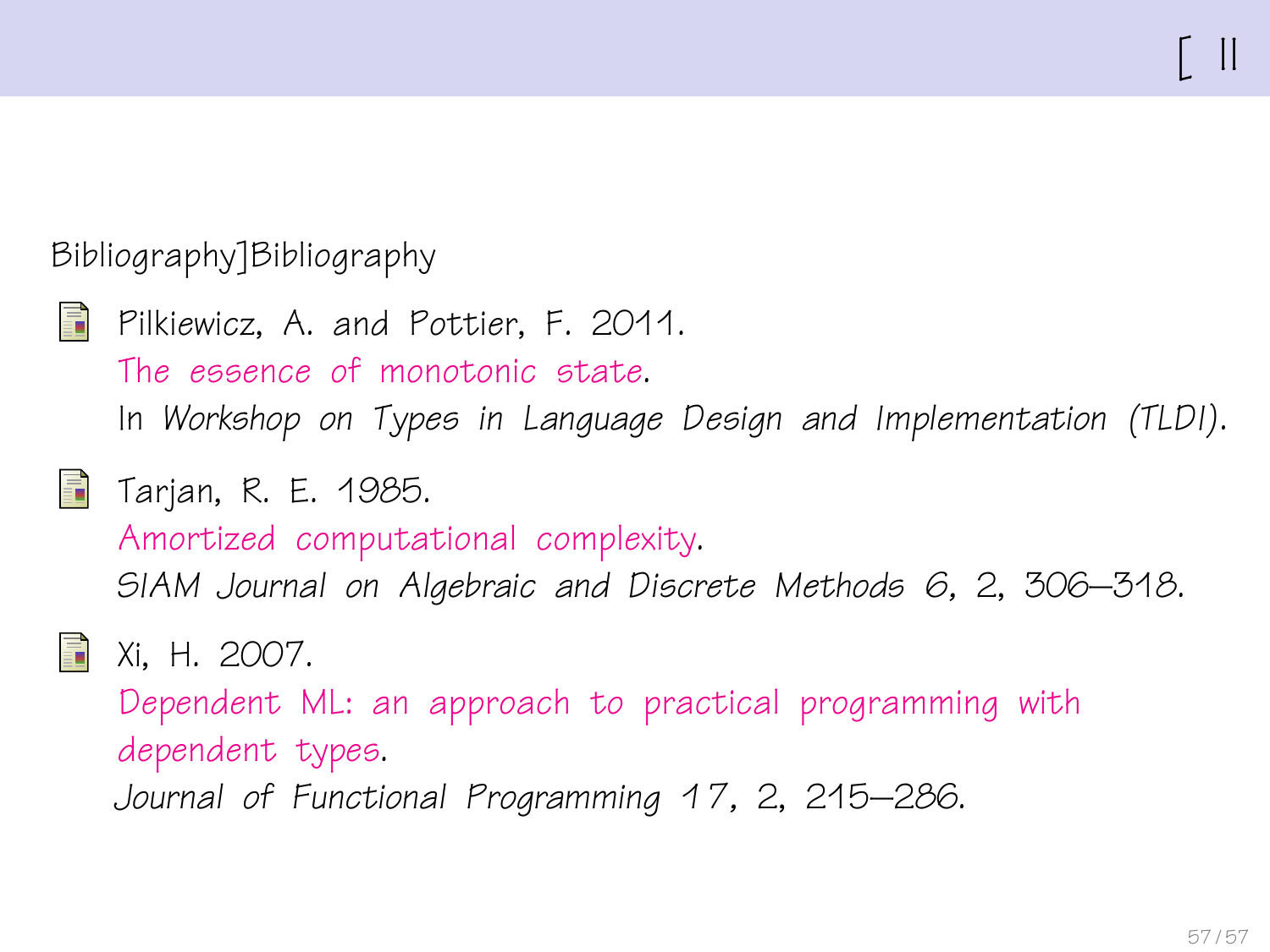[ II

Bibliography]Bibliography

- Pilkiewicz, A. and Pottier, F. 2011.
  The essence of monotonic state.
  In *Workshop on Types in Language Design and Implementation (TLDI)*.

- Tarjan, R. E. 1985.
  Amortized computational complexity.
  *SIAM Journal on Algebraic and Discrete Methods 6*, 2, 306–318.

- Xi, H. 2007.
  Dependent ML: an approach to practical programming with dependent types.
  *Journal of Functional Programming 17*, 2, 215–286.